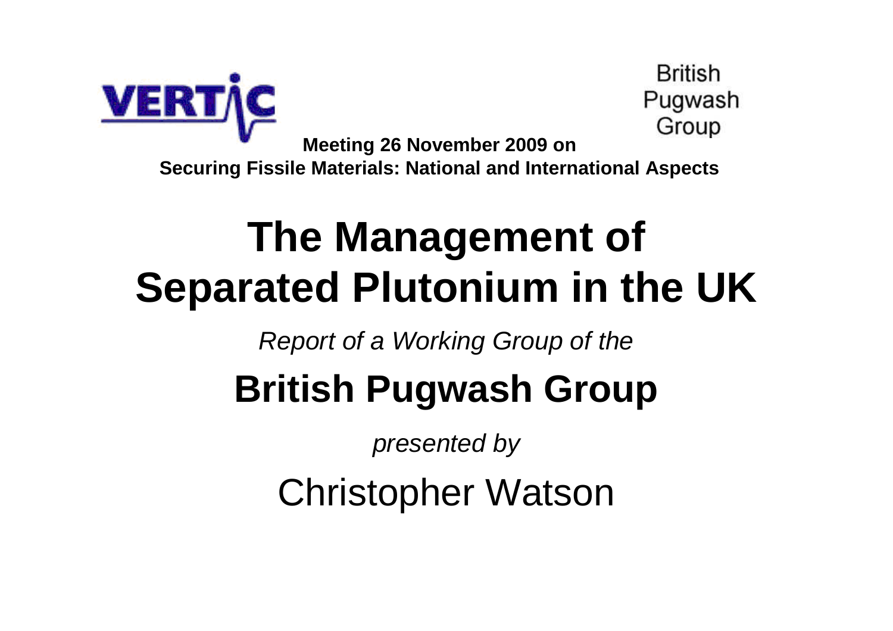VERTIC

British Pugwash Group

**Meeting 26 November 2009 on**
**Securing Fissile Materials: National and International Aspects**

# The Management of Separated Plutonium in the UK

*Report of a Working Group of the*

## British Pugwash Group

*presented by*

Christopher Watson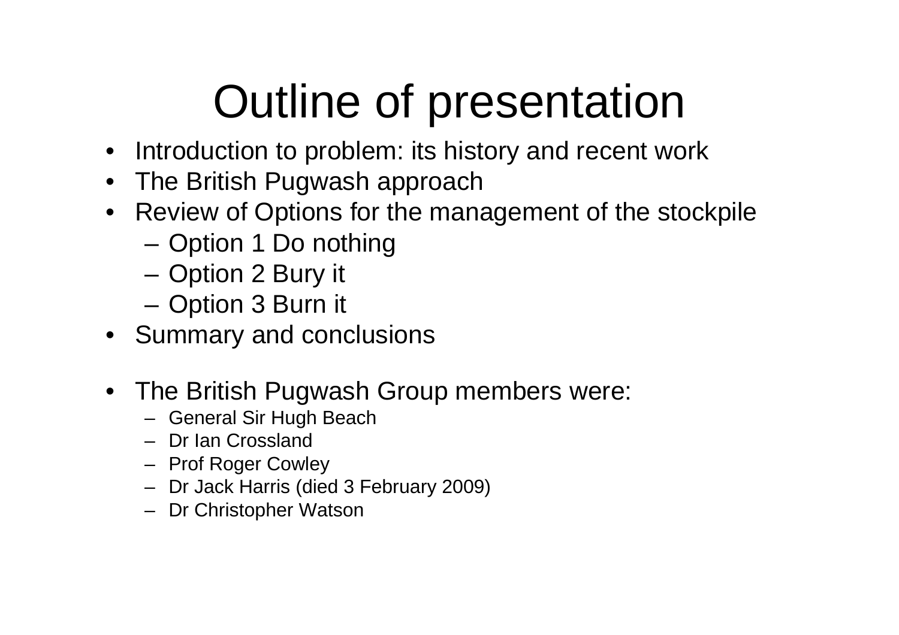# Outline of presentation

- Introduction to problem: its history and recent work
- The British Pugwash approach
- Review of Options for the management of the stockpile
  - Option 1 Do nothing
  - Option 2 Bury it
  - Option 3 Burn it
- Summary and conclusions

- The British Pugwash Group members were:
  - General Sir Hugh Beach
  - Dr Ian Crossland
  - Prof Roger Cowley
  - Dr Jack Harris (died 3 February 2009)
  - Dr Christopher Watson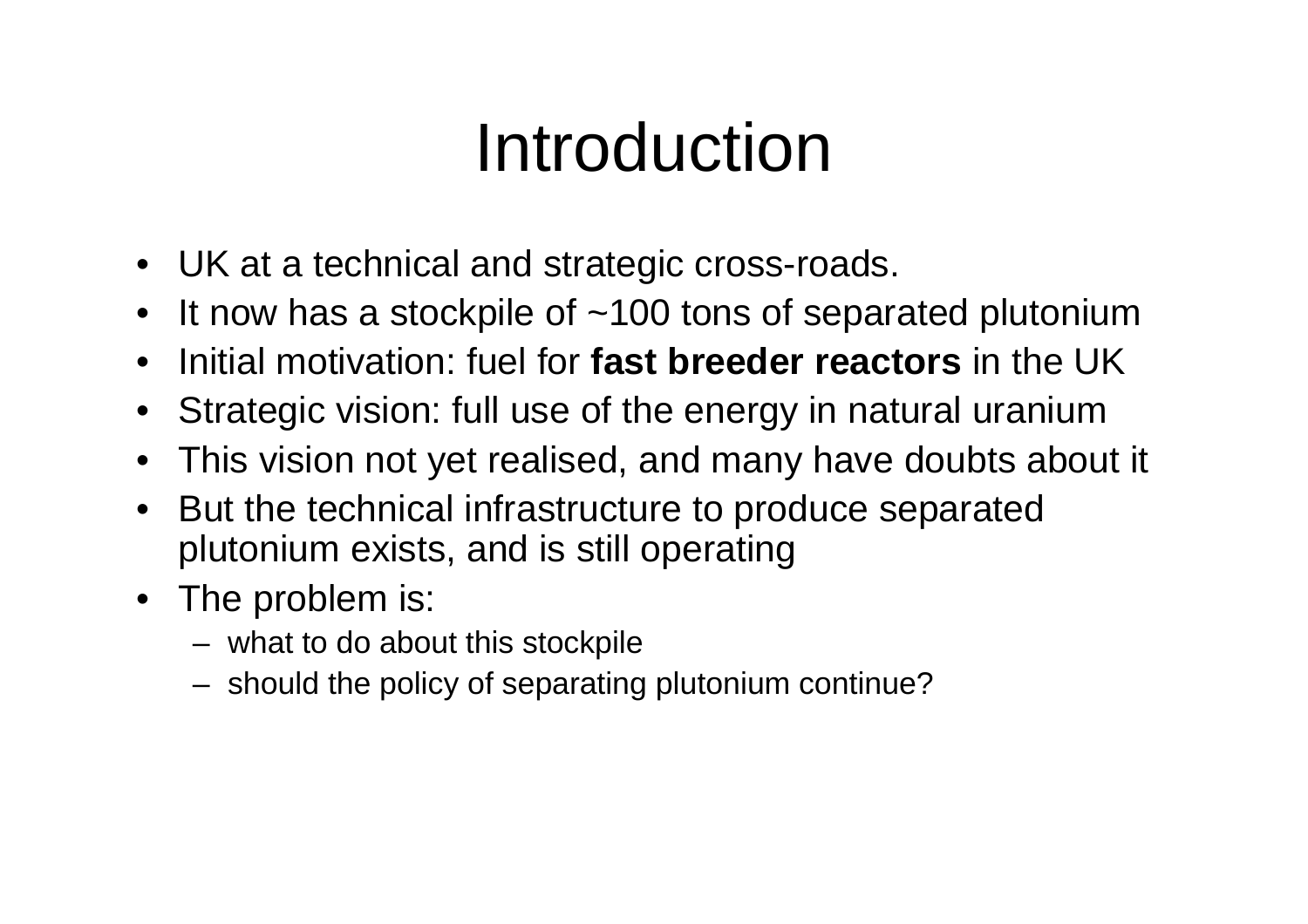# Introduction

- UK at a technical and strategic cross-roads.
- It now has a stockpile of ~100 tons of separated plutonium
- Initial motivation: fuel for **fast breeder reactors** in the UK
- Strategic vision: full use of the energy in natural uranium
- This vision not yet realised, and many have doubts about it
- But the technical infrastructure to produce separated plutonium exists, and is still operating
- The problem is:
  - what to do about this stockpile
  - should the policy of separating plutonium continue?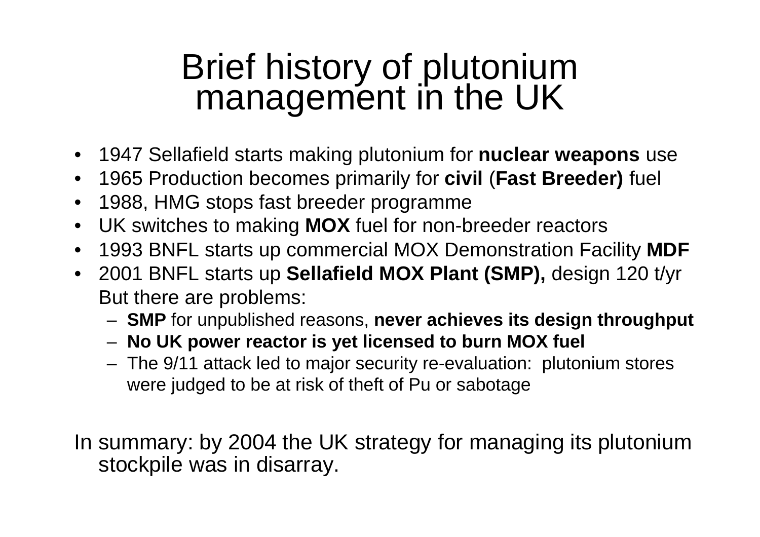# Brief history of plutonium management in the UK

- 1947 Sellafield starts making plutonium for **nuclear weapons** use
- 1965 Production becomes primarily for **civil** (**Fast Breeder)** fuel
- 1988, HMG stops fast breeder programme
- UK switches to making **MOX** fuel for non-breeder reactors
- 1993 BNFL starts up commercial MOX Demonstration Facility **MDF**
- 2001 BNFL starts up **Sellafield MOX Plant (SMP),** design 120 t/yr
  But there are problems:
  - **SMP** for unpublished reasons, **never achieves its design throughput**
  - **No UK power reactor is yet licensed to burn MOX fuel**
  - The 9/11 attack led to major security re-evaluation: plutonium stores were judged to be at risk of theft of Pu or sabotage

In summary: by 2004 the UK strategy for managing its plutonium stockpile was in disarray.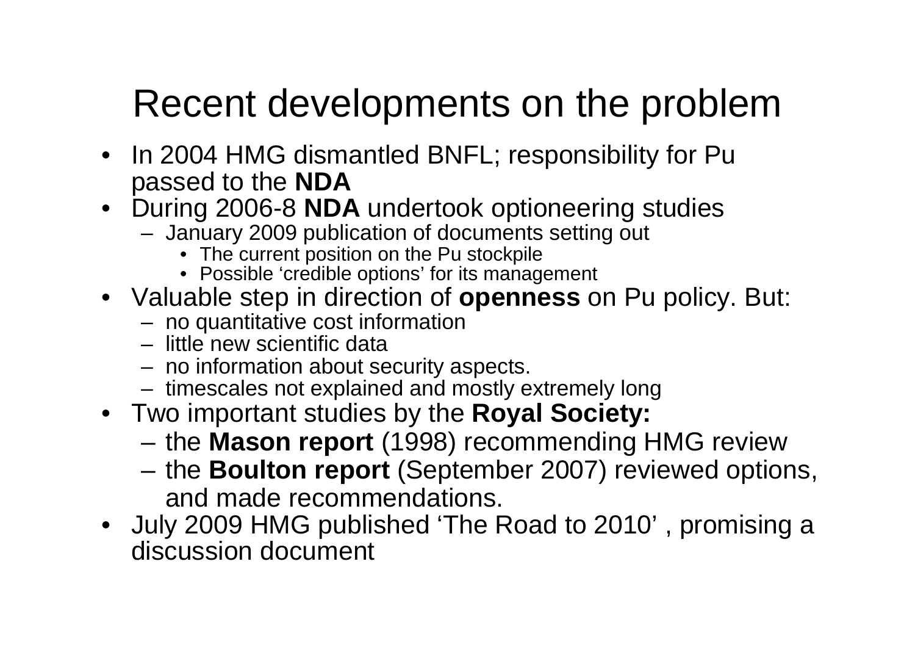# Recent developments on the problem

- In 2004 HMG dismantled BNFL; responsibility for Pu passed to the **NDA**
- During 2006-8 **NDA** undertook optioneering studies
  - January 2009 publication of documents setting out
    - The current position on the Pu stockpile
    - Possible ‘credible options’ for its management
- Valuable step in direction of **openness** on Pu policy. But:
  - no quantitative cost information
  - little new scientific data
  - no information about security aspects.
  - timescales not explained and mostly extremely long
- Two important studies by the **Royal Society:**
  - the **Mason report** (1998) recommending HMG review
  - the **Boulton report** (September 2007) reviewed options, and made recommendations.
- July 2009 HMG published ‘The Road to 2010’ , promising a discussion document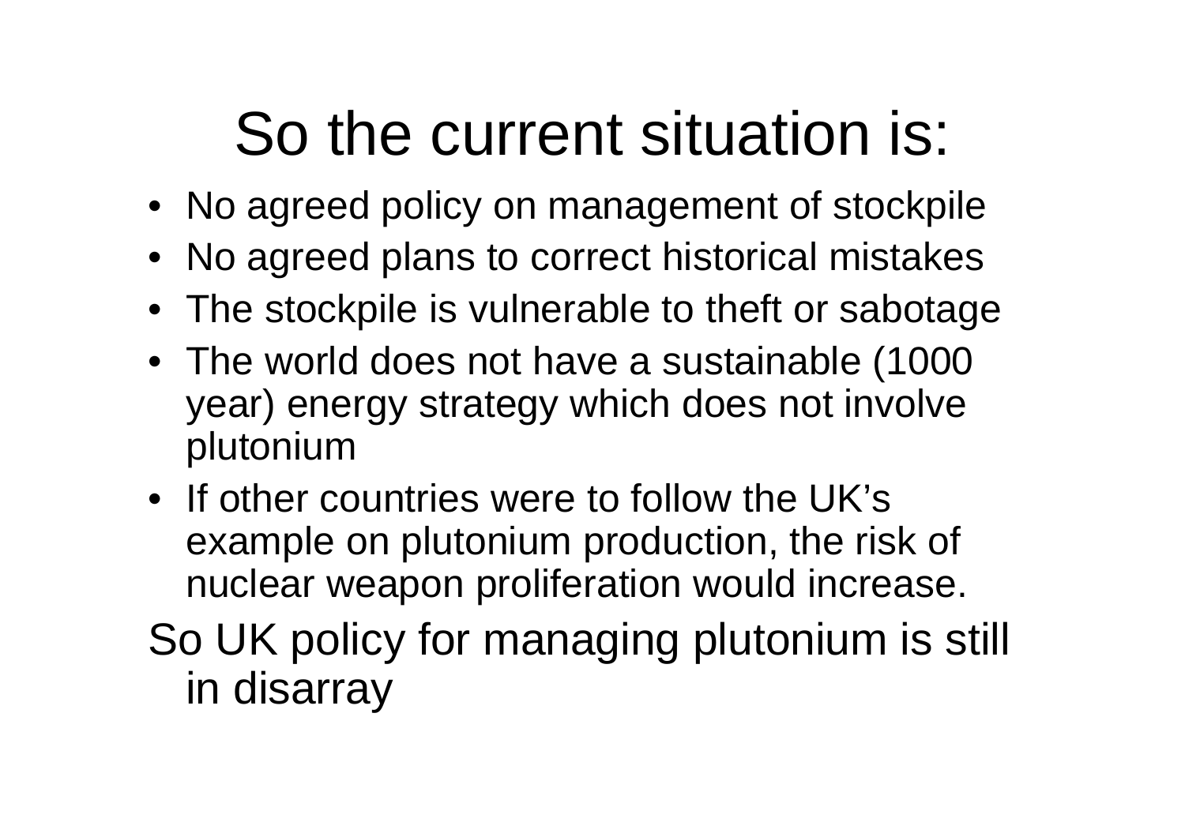# So the current situation is:

- No agreed policy on management of stockpile
- No agreed plans to correct historical mistakes
- The stockpile is vulnerable to theft or sabotage
- The world does not have a sustainable (1000 year) energy strategy which does not involve plutonium
- If other countries were to follow the UK's example on plutonium production, the risk of nuclear weapon proliferation would increase.

So UK policy for managing plutonium is still in disarray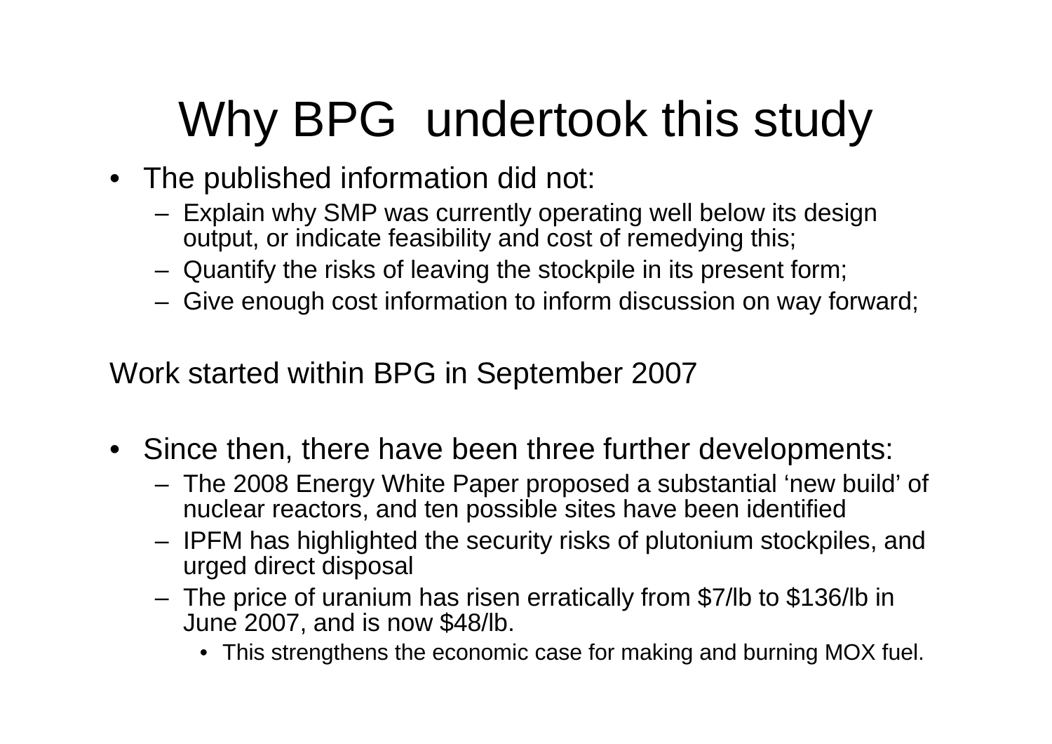# Why BPG undertook this study

- The published information did not:
  - Explain why SMP was currently operating well below its design output, or indicate feasibility and cost of remedying this;
  - Quantify the risks of leaving the stockpile in its present form;
  - Give enough cost information to inform discussion on way forward;

Work started within BPG in September 2007

- Since then, there have been three further developments:
  - The 2008 Energy White Paper proposed a substantial 'new build' of nuclear reactors, and ten possible sites have been identified
  - IPFM has highlighted the security risks of plutonium stockpiles, and urged direct disposal
  - The price of uranium has risen erratically from $7/lb to $136/lb in June 2007, and is now $48/lb.
    - This strengthens the economic case for making and burning MOX fuel.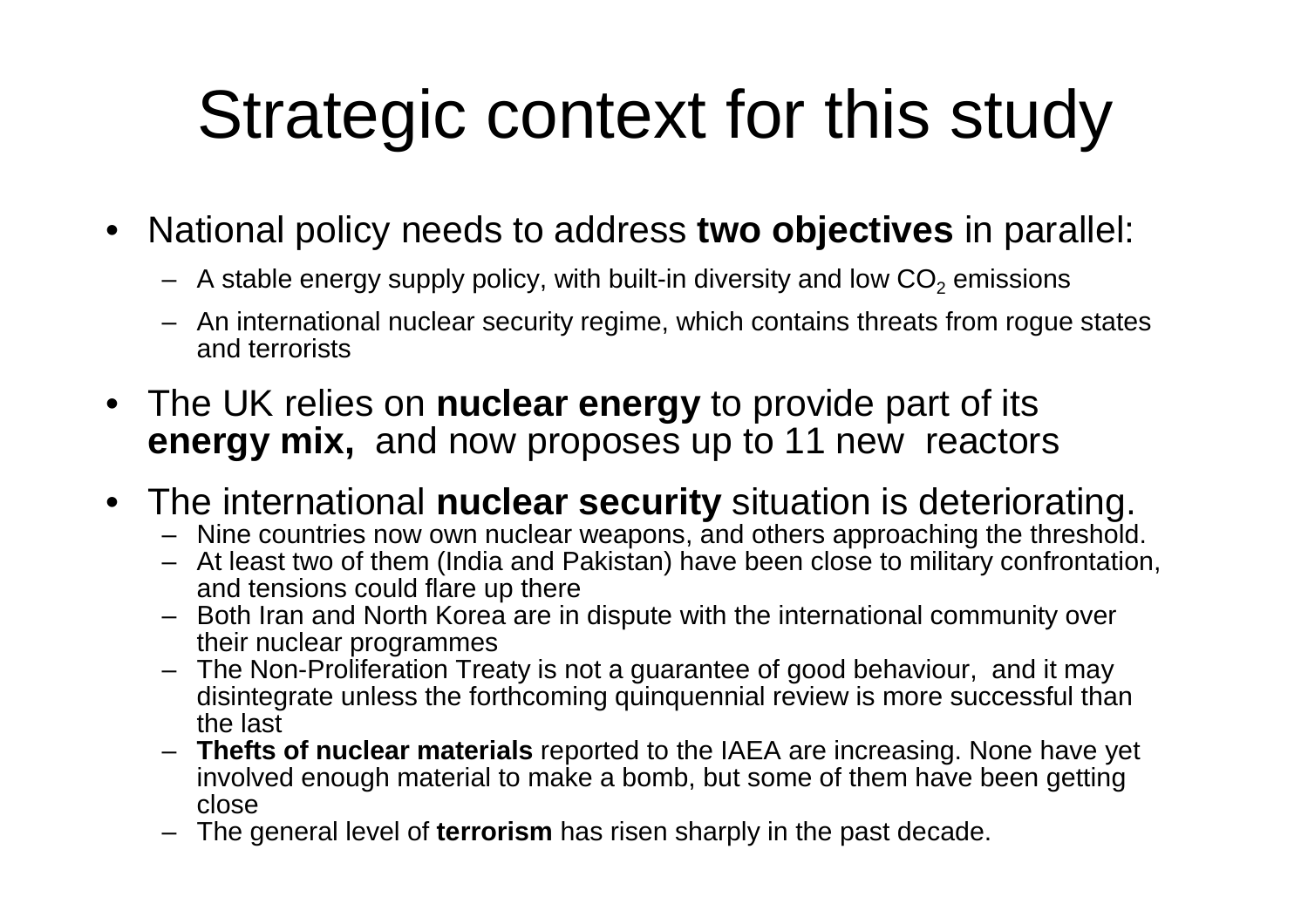# Strategic context for this study

- National policy needs to address **two objectives** in parallel:
  - A stable energy supply policy, with built-in diversity and low $CO_2$ emissions
  - An international nuclear security regime, which contains threats from rogue states and terrorists
- The UK relies on **nuclear energy** to provide part of its **energy mix,** and now proposes up to 11 new reactors
- The international **nuclear security** situation is deteriorating.
  - Nine countries now own nuclear weapons, and others approaching the threshold.
  - At least two of them (India and Pakistan) have been close to military confrontation, and tensions could flare up there
  - Both Iran and North Korea are in dispute with the international community over their nuclear programmes
  - The Non-Proliferation Treaty is not a guarantee of good behaviour, and it may disintegrate unless the forthcoming quinquennial review is more successful than the last
  - **Thefts of nuclear materials** reported to the IAEA are increasing. None have yet involved enough material to make a bomb, but some of them have been getting close
  - The general level of **terrorism** has risen sharply in the past decade.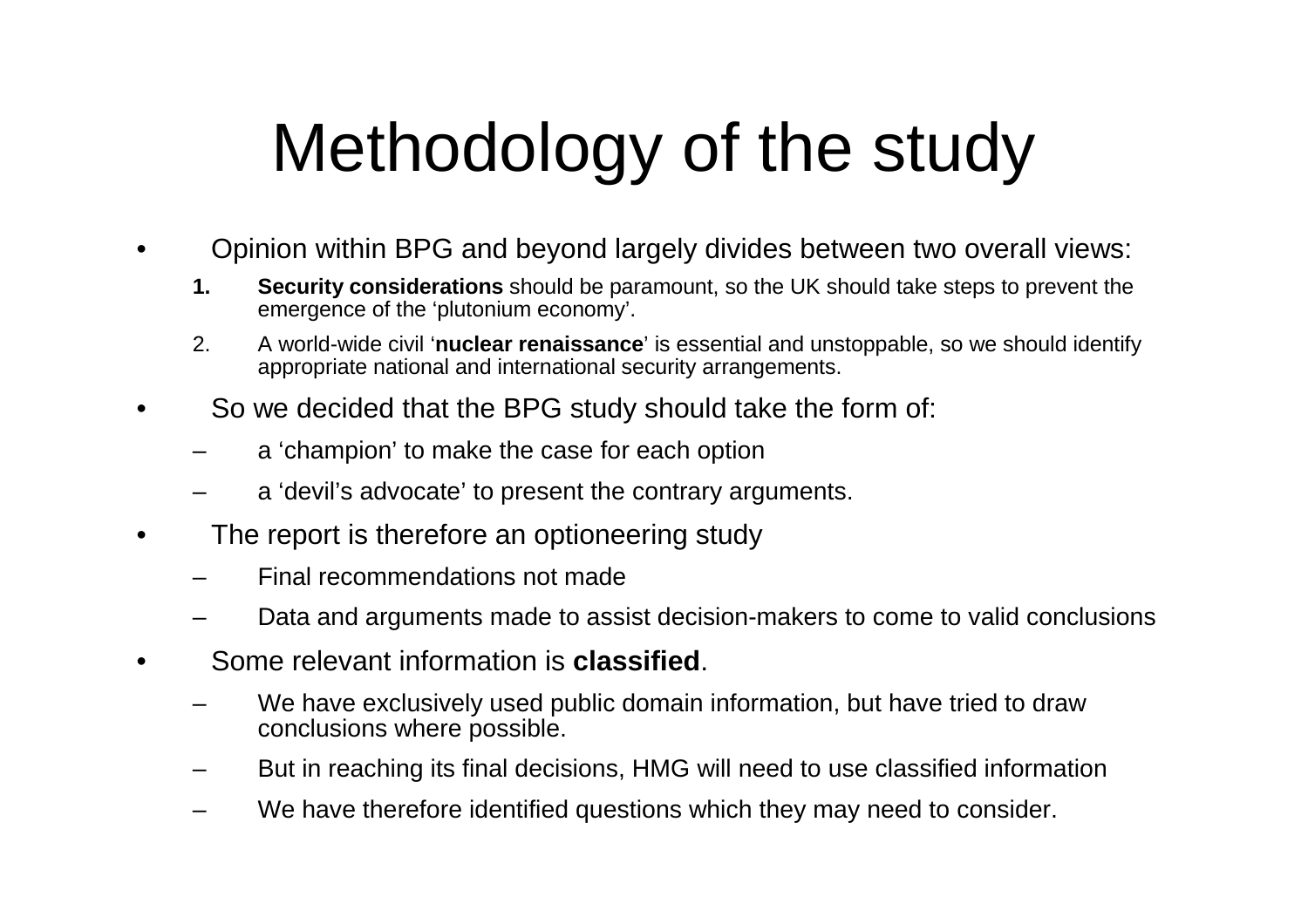# Methodology of the study

- Opinion within BPG and beyond largely divides between two overall views:
  1. **Security considerations** should be paramount, so the UK should take steps to prevent the emergence of the 'plutonium economy'.
  2. A world-wide civil '**nuclear renaissance**' is essential and unstoppable, so we should identify appropriate national and international security arrangements.
- So we decided that the BPG study should take the form of:
  - a 'champion' to make the case for each option
  - a 'devil's advocate' to present the contrary arguments.
- The report is therefore an optioneering study
  - Final recommendations not made
  - Data and arguments made to assist decision-makers to come to valid conclusions
- Some relevant information is **classified**.
  - We have exclusively used public domain information, but have tried to draw conclusions where possible.
  - But in reaching its final decisions, HMG will need to use classified information
  - We have therefore identified questions which they may need to consider.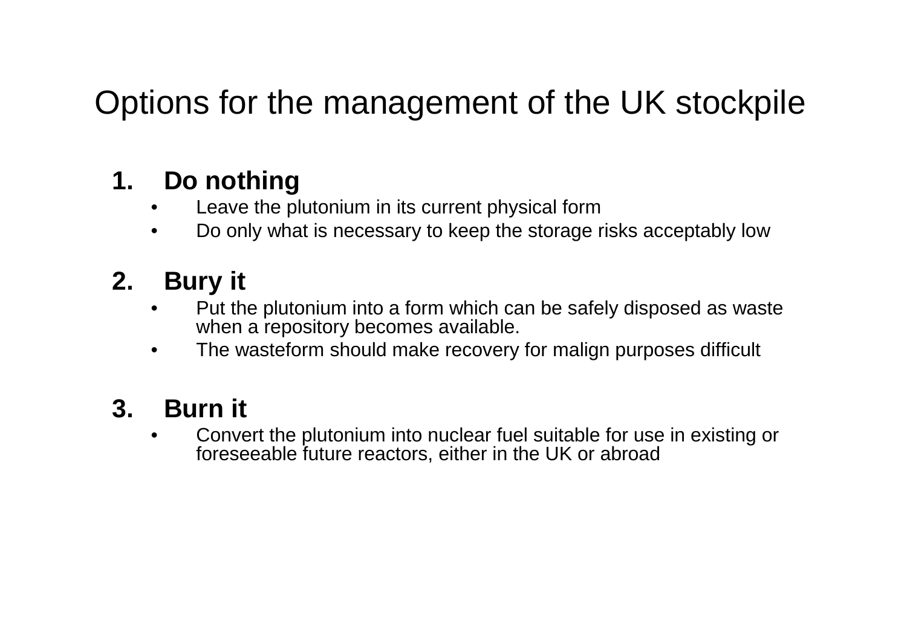# Options for the management of the UK stockpile

1. **Do nothing**
   - Leave the plutonium in its current physical form
   - Do only what is necessary to keep the storage risks acceptably low

2. **Bury it**
   - Put the plutonium into a form which can be safely disposed as waste when a repository becomes available.
   - The wasteform should make recovery for malign purposes difficult

3. **Burn it**
   - Convert the plutonium into nuclear fuel suitable for use in existing or foreseeable future reactors, either in the UK or abroad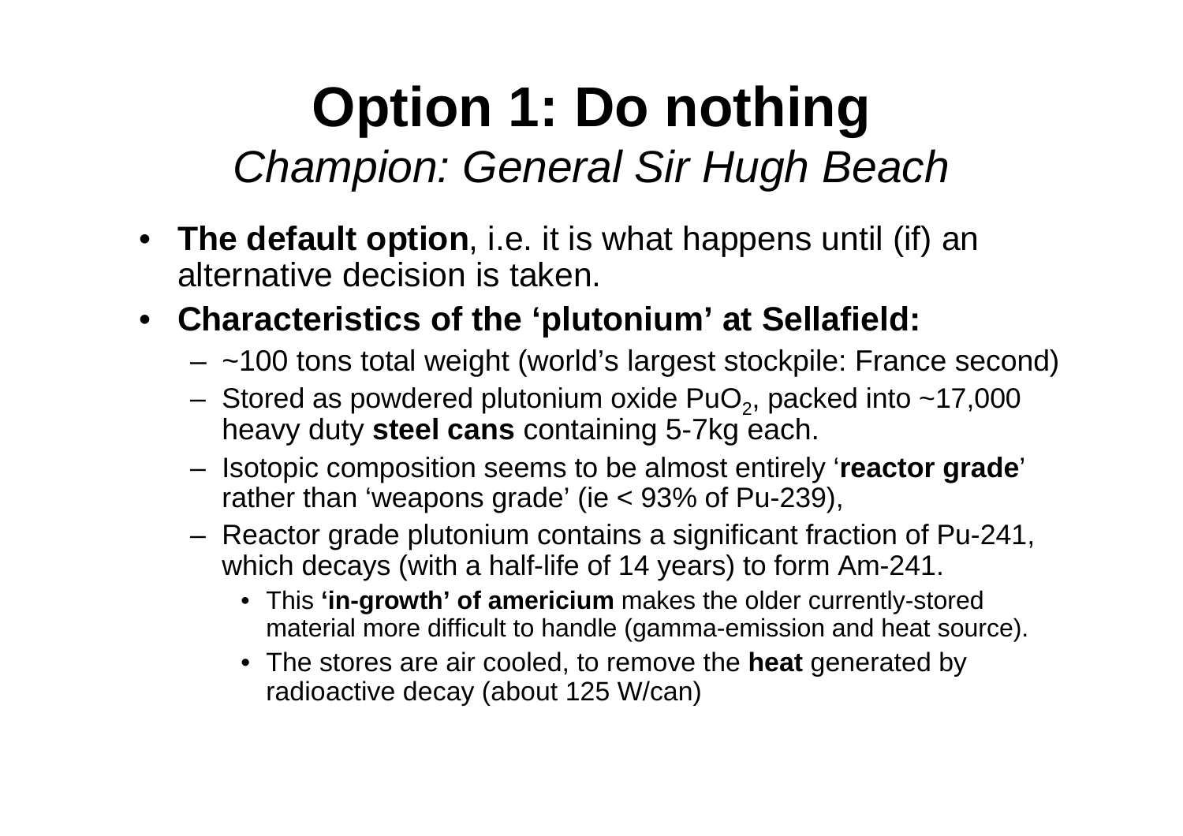# Option 1: Do nothing

*Champion: General Sir Hugh Beach*

- **The default option**, i.e. it is what happens until (if) an alternative decision is taken.
- **Characteristics of the 'plutonium' at Sellafield:**
  - ~100 tons total weight (world's largest stockpile: France second)
  - Stored as powdered plutonium oxide $PuO_2$, packed into ~17,000 heavy duty **steel cans** containing 5-7kg each.
  - Isotopic composition seems to be almost entirely '**reactor grade**' rather than 'weapons grade' (ie < 93% of Pu-239),
  - Reactor grade plutonium contains a significant fraction of Pu-241, which decays (with a half-life of 14 years) to form Am-241.
    - This **'in-growth' of americium** makes the older currently-stored material more difficult to handle (gamma-emission and heat source).
    - The stores are air cooled, to remove the **heat** generated by radioactive decay (about 125 W/can)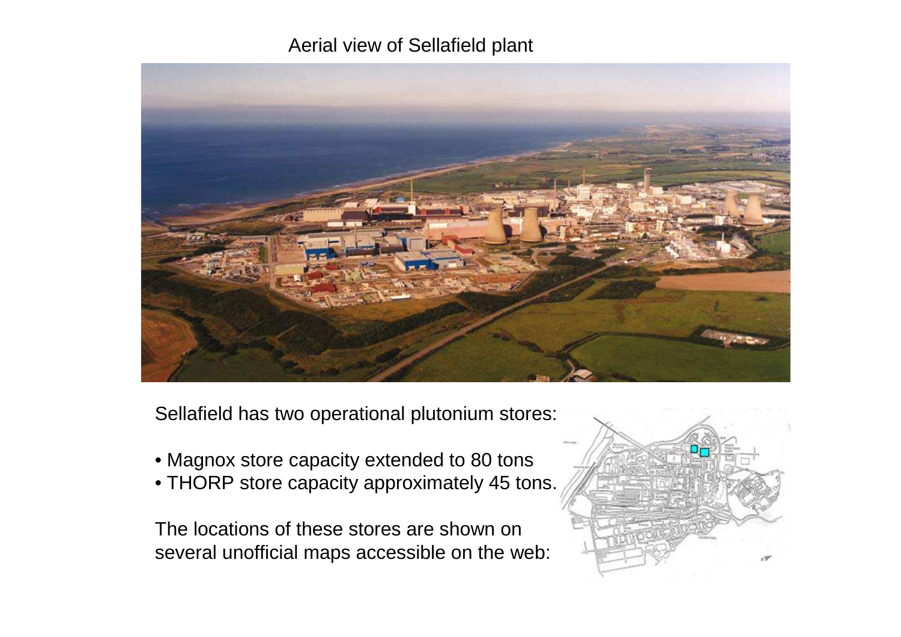Aerial view of Sellafield plant

Sellafield has two operational plutonium stores:

- Magnox store capacity extended to 80 tons
- THORP store capacity approximately 45 tons.

The locations of these stores are shown on several unofficial maps accessible on the web: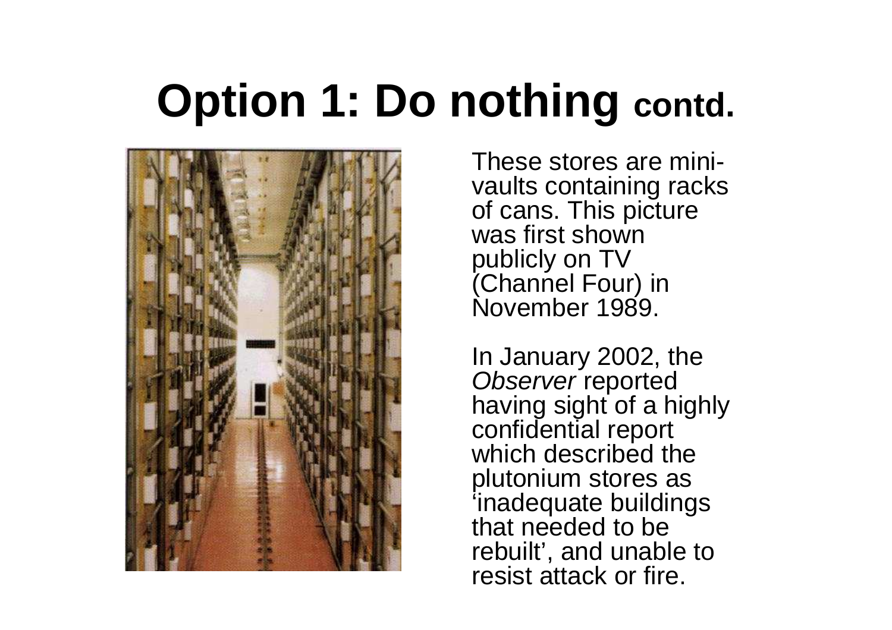# Option 1: Do nothing contd.

These stores are mini-vaults containing racks of cans. This picture was first shown publicly on TV (Channel Four) in November 1989.

In January 2002, the *Observer* reported having sight of a highly confidential report which described the plutonium stores as 'inadequate buildings that needed to be rebuilt', and unable to resist attack or fire.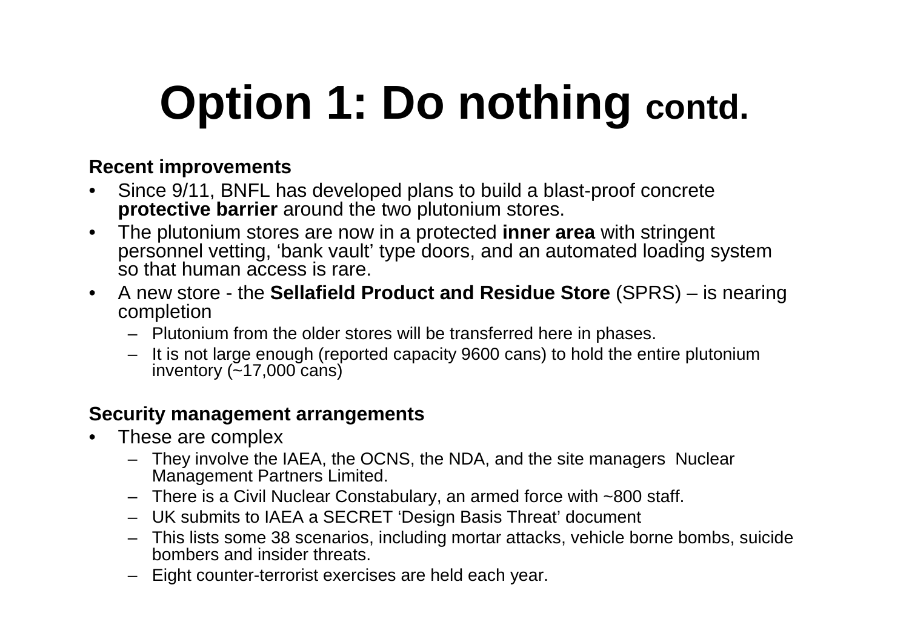# Option 1: Do nothing contd.

**Recent improvements**

- Since 9/11, BNFL has developed plans to build a blast-proof concrete **protective barrier** around the two plutonium stores.
- The plutonium stores are now in a protected **inner area** with stringent personnel vetting, 'bank vault' type doors, and an automated loading system so that human access is rare.
- A new store - the **Sellafield Product and Residue Store** (SPRS) – is nearing completion
  - Plutonium from the older stores will be transferred here in phases.
  - It is not large enough (reported capacity 9600 cans) to hold the entire plutonium inventory (~17,000 cans)

**Security management arrangements**

- These are complex
  - They involve the IAEA, the OCNS, the NDA, and the site managers Nuclear Management Partners Limited.
  - There is a Civil Nuclear Constabulary, an armed force with ~800 staff.
  - UK submits to IAEA a SECRET 'Design Basis Threat' document
  - This lists some 38 scenarios, including mortar attacks, vehicle borne bombs, suicide bombers and insider threats.
  - Eight counter-terrorist exercises are held each year.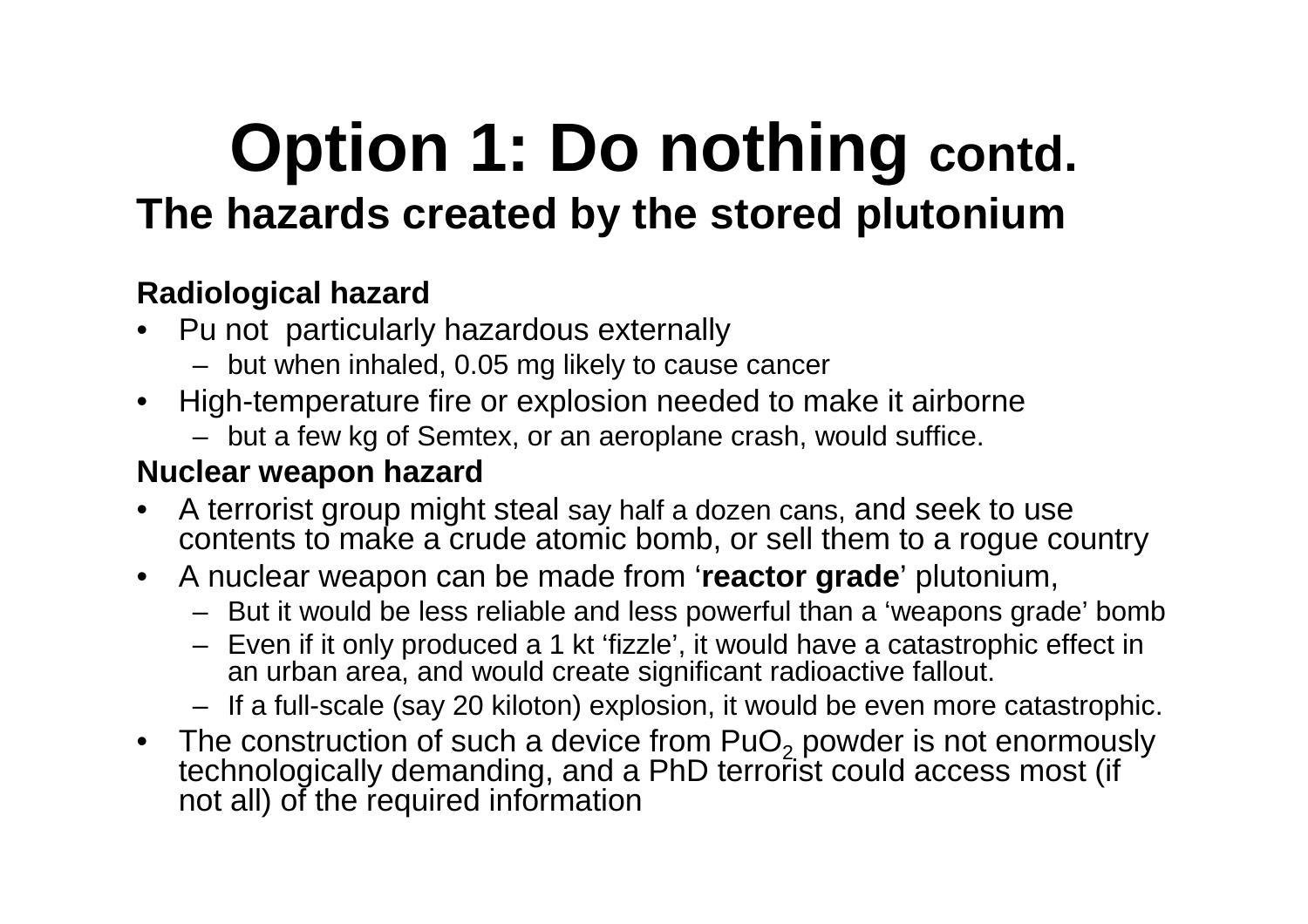# Option 1: Do nothing contd.

## The hazards created by the stored plutonium

**Radiological hazard**

- Pu not particularly hazardous externally
  - but when inhaled, 0.05 mg likely to cause cancer
- High-temperature fire or explosion needed to make it airborne
  - but a few kg of Semtex, or an aeroplane crash, would suffice.

**Nuclear weapon hazard**

- A terrorist group might steal say half a dozen cans, and seek to use contents to make a crude atomic bomb, or sell them to a rogue country
- A nuclear weapon can be made from '**reactor grade**' plutonium,
  - But it would be less reliable and less powerful than a 'weapons grade' bomb
  - Even if it only produced a 1 kt 'fizzle', it would have a catastrophic effect in an urban area, and would create significant radioactive fallout.
  - If a full-scale (say 20 kiloton) explosion, it would be even more catastrophic.
- The construction of such a device from $PuO_2$ powder is not enormously technologically demanding, and a PhD terrorist could access most (if not all) of the required information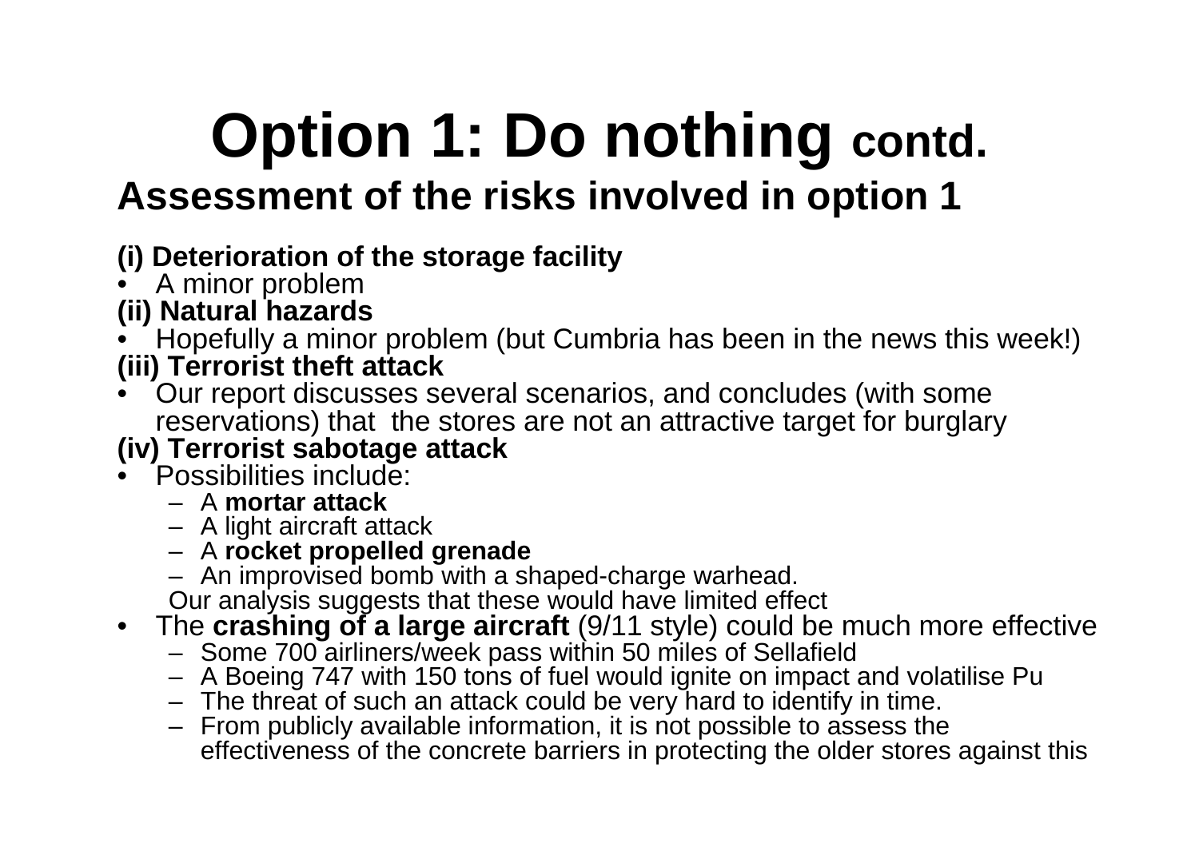# Option 1: Do nothing contd.

## Assessment of the risks involved in option 1

**(i) Deterioration of the storage facility**
- A minor problem

**(ii) Natural hazards**
- Hopefully a minor problem (but Cumbria has been in the news this week!)

**(iii) Terrorist theft attack**
- Our report discusses several scenarios, and concludes (with some reservations) that the stores are not an attractive target for burglary

**(iv) Terrorist sabotage attack**
- Possibilities include:
  - A **mortar attack**
  - A light aircraft attack
  - A **rocket propelled grenade**
  - An improvised bomb with a shaped-charge warhead.

  Our analysis suggests that these would have limited effect
- The **crashing of a large aircraft** (9/11 style) could be much more effective
  - Some 700 airliners/week pass within 50 miles of Sellafield
  - A Boeing 747 with 150 tons of fuel would ignite on impact and volatilise Pu
  - The threat of such an attack could be very hard to identify in time.
  - From publicly available information, it is not possible to assess the effectiveness of the concrete barriers in protecting the older stores against this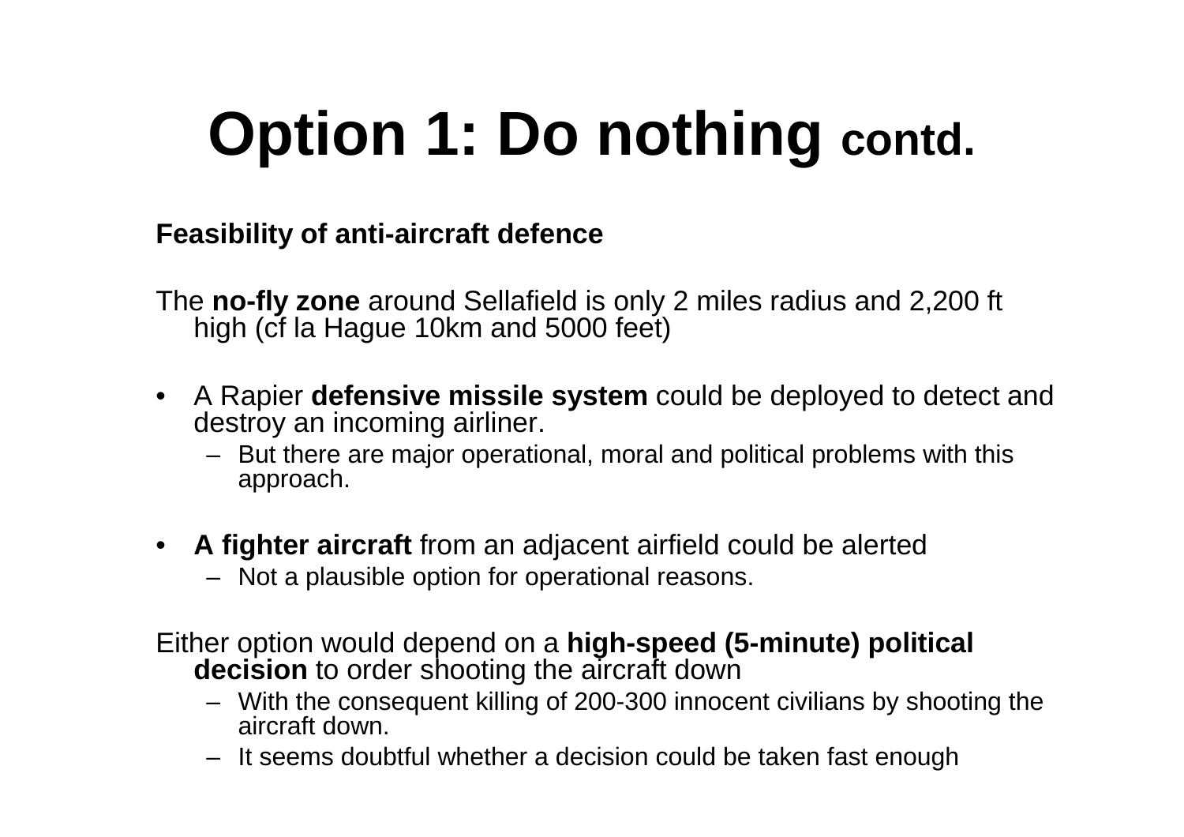# Option 1: Do nothing contd.

**Feasibility of anti-aircraft defence**

The **no-fly zone** around Sellafield is only 2 miles radius and 2,200 ft high (cf la Hague 10km and 5000 feet)

- A Rapier **defensive missile system** could be deployed to detect and destroy an incoming airliner.
  - But there are major operational, moral and political problems with this approach.

- **A fighter aircraft** from an adjacent airfield could be alerted
  - Not a plausible option for operational reasons.

Either option would depend on a **high-speed (5-minute) political decision** to order shooting the aircraft down

- With the consequent killing of 200-300 innocent civilians by shooting the aircraft down.
- It seems doubtful whether a decision could be taken fast enough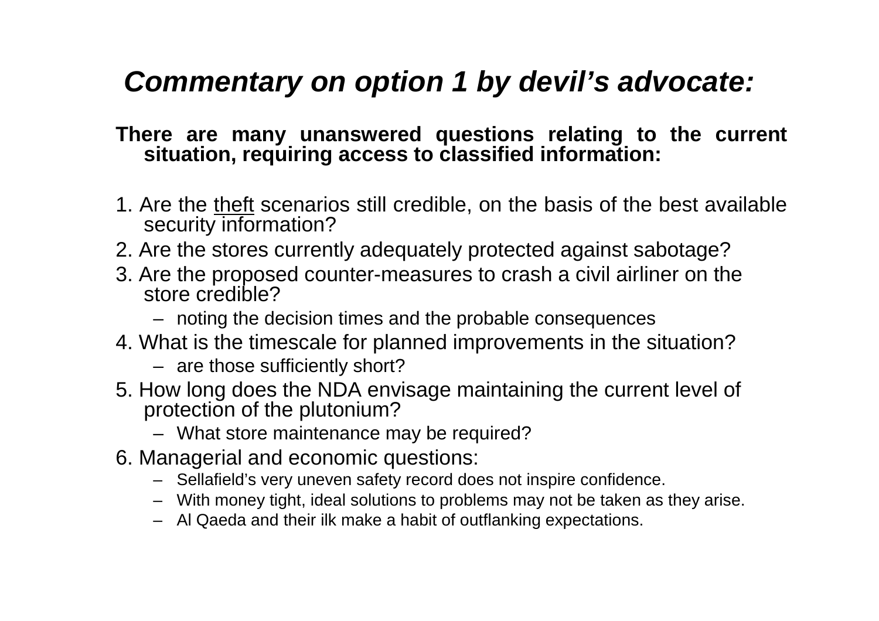# *Commentary on option 1 by devil's advocate:*

**There are many unanswered questions relating to the current situation, requiring access to classified information:**

1. Are the <u>theft</u> scenarios still credible, on the basis of the best available security information?
2. Are the stores currently adequately protected against sabotage?
3. Are the proposed counter-measures to crash a civil airliner on the store credible?
   - noting the decision times and the probable consequences
4. What is the timescale for planned improvements in the situation?
   - are those sufficiently short?
5. How long does the NDA envisage maintaining the current level of protection of the plutonium?
   - What store maintenance may be required?
6. Managerial and economic questions:
   - Sellafield's very uneven safety record does not inspire confidence.
   - With money tight, ideal solutions to problems may not be taken as they arise.
   - Al Qaeda and their ilk make a habit of outflanking expectations.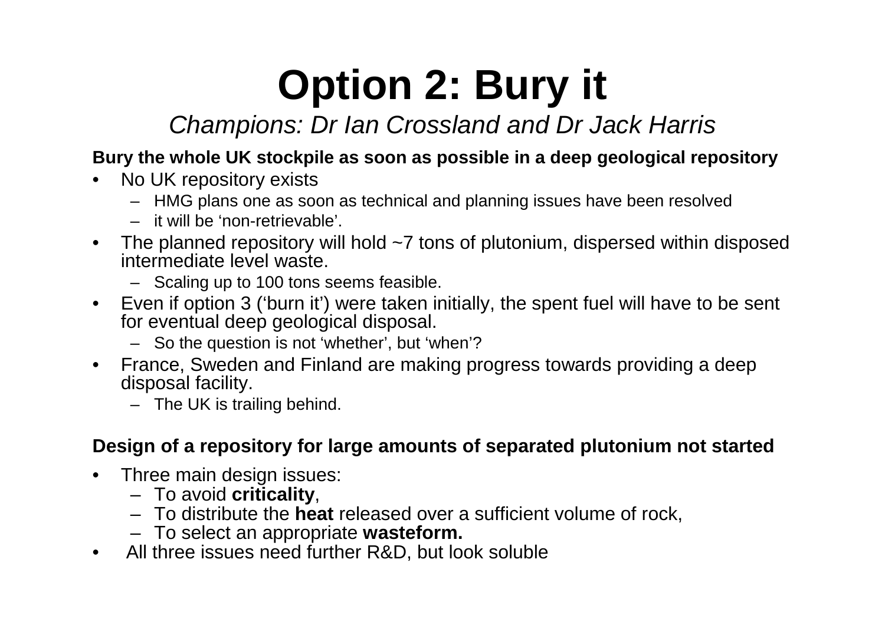# Option 2: Bury it

*Champions: Dr Ian Crossland and Dr Jack Harris*

**Bury the whole UK stockpile as soon as possible in a deep geological repository**

- No UK repository exists
  - HMG plans one as soon as technical and planning issues have been resolved
  - it will be 'non-retrievable'.
- The planned repository will hold ~7 tons of plutonium, dispersed within disposed intermediate level waste.
  - Scaling up to 100 tons seems feasible.
- Even if option 3 ('burn it') were taken initially, the spent fuel will have to be sent for eventual deep geological disposal.
  - So the question is not 'whether', but 'when'?
- France, Sweden and Finland are making progress towards providing a deep disposal facility.
  - The UK is trailing behind.

**Design of a repository for large amounts of separated plutonium not started**

- Three main design issues:
  - To avoid **criticality**,
  - To distribute the **heat** released over a sufficient volume of rock,
  - To select an appropriate **wasteform.**
- All three issues need further R&D, but look soluble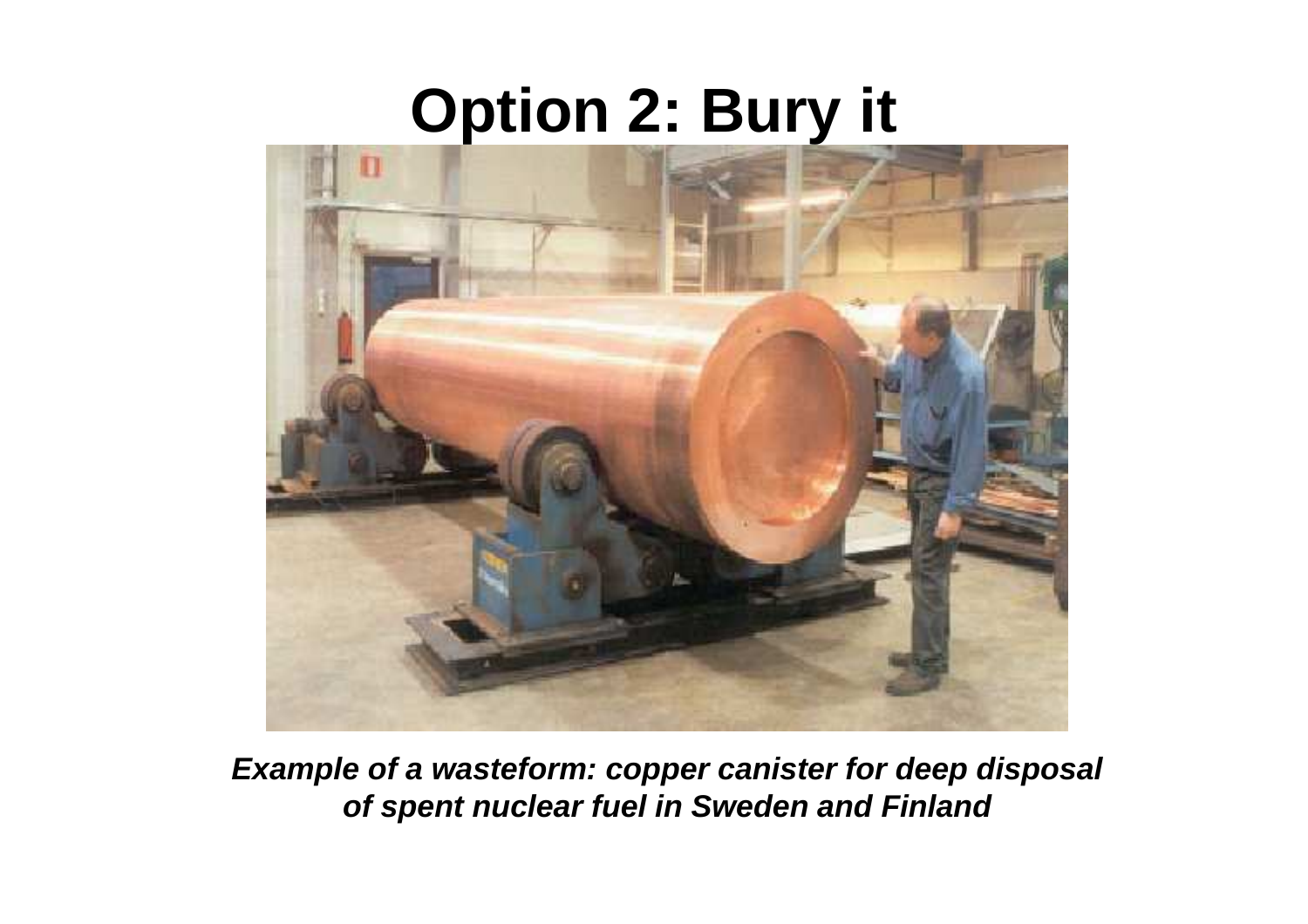# Option 2: Bury it

***Example of a wasteform: copper canister for deep disposal of spent nuclear fuel in Sweden and Finland***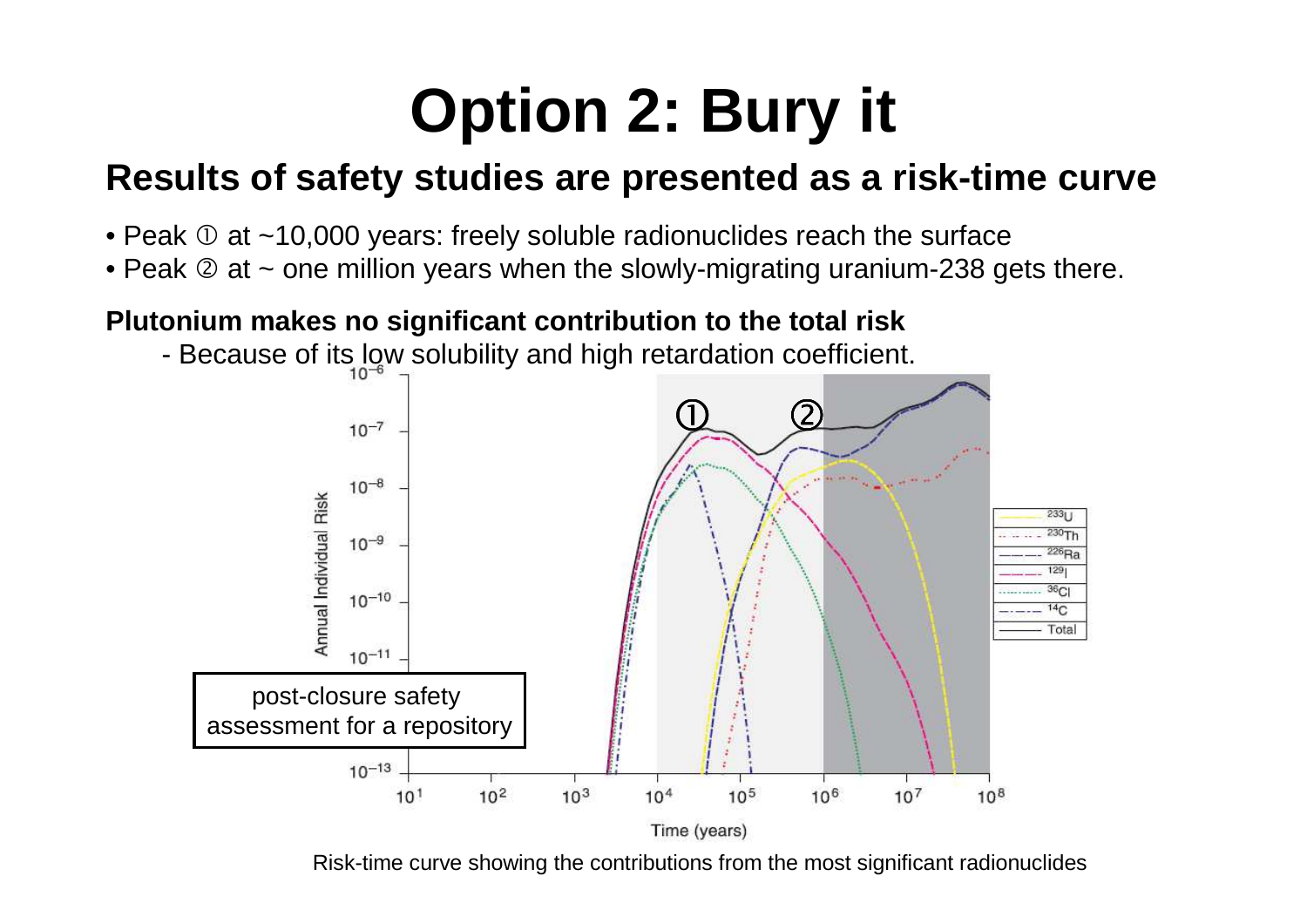# Option 2: Bury it

## Results of safety studies are presented as a risk-time curve

- Peak ① at ~10,000 years: freely soluble radionuclides reach the surface
- Peak ② at ~ one million years when the slowly-migrating uranium-238 gets there.

**Plutonium makes no significant contribution to the total risk**

- Because of its low solubility and high retardation coefficient.

post-closure safety assessment for a repository

Risk-time curve showing the contributions from the most significant radionuclides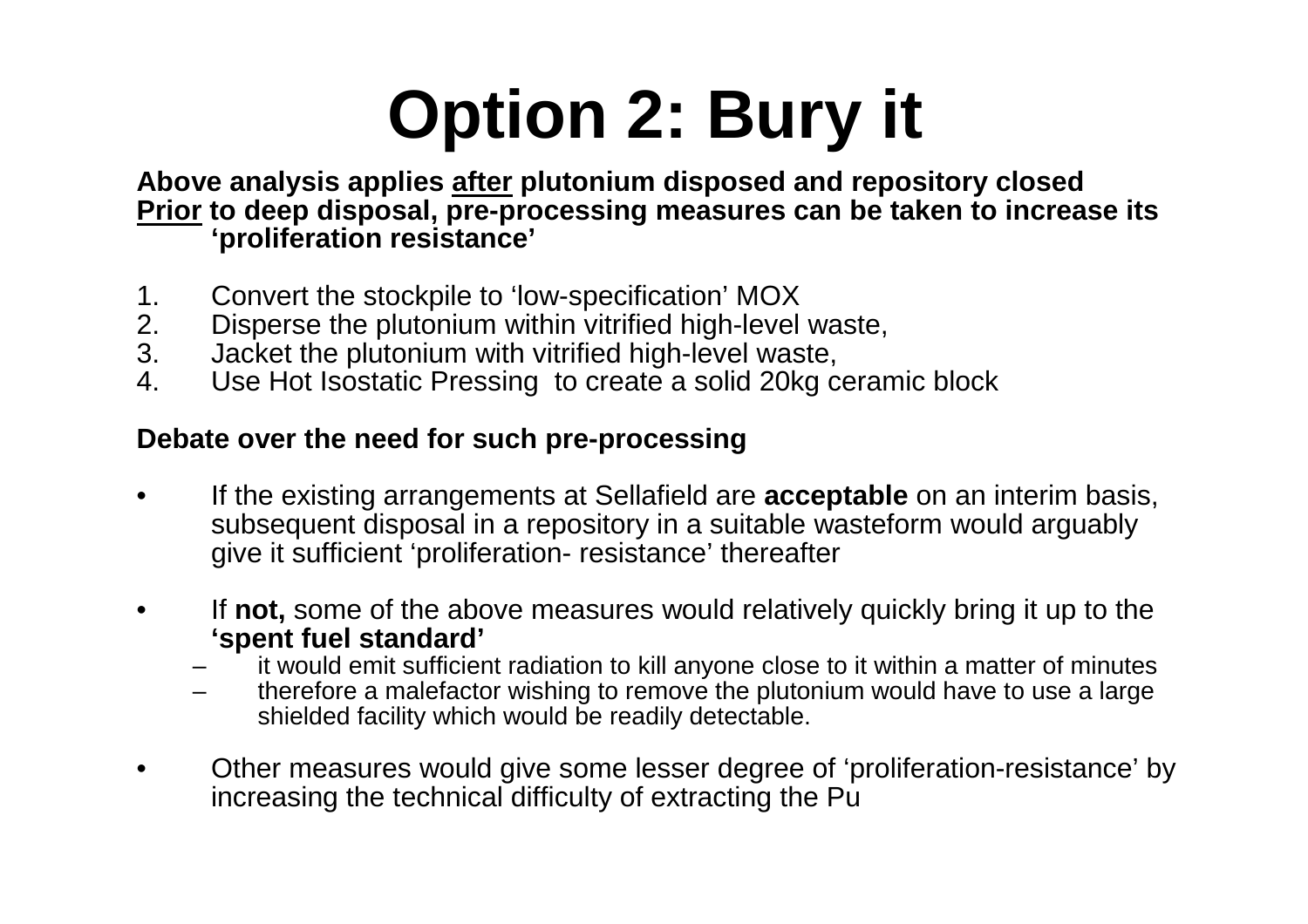# Option 2: Bury it

**Above analysis applies <u>after</u> plutonium disposed and repository closed**
**<u>Prior</u> to deep disposal, pre-processing measures can be taken to increase its 'proliferation resistance'**

1. Convert the stockpile to 'low-specification' MOX
2. Disperse the plutonium within vitrified high-level waste,
3. Jacket the plutonium with vitrified high-level waste,
4. Use Hot Isostatic Pressing to create a solid 20kg ceramic block

**Debate over the need for such pre-processing**

- If the existing arrangements at Sellafield are **acceptable** on an interim basis, subsequent disposal in a repository in a suitable wasteform would arguably give it sufficient 'proliferation- resistance' thereafter

- If **not,** some of the above measures would relatively quickly bring it up to the **'spent fuel standard'**
  - it would emit sufficient radiation to kill anyone close to it within a matter of minutes
  - therefore a malefactor wishing to remove the plutonium would have to use a large shielded facility which would be readily detectable.

- Other measures would give some lesser degree of 'proliferation-resistance' by increasing the technical difficulty of extracting the Pu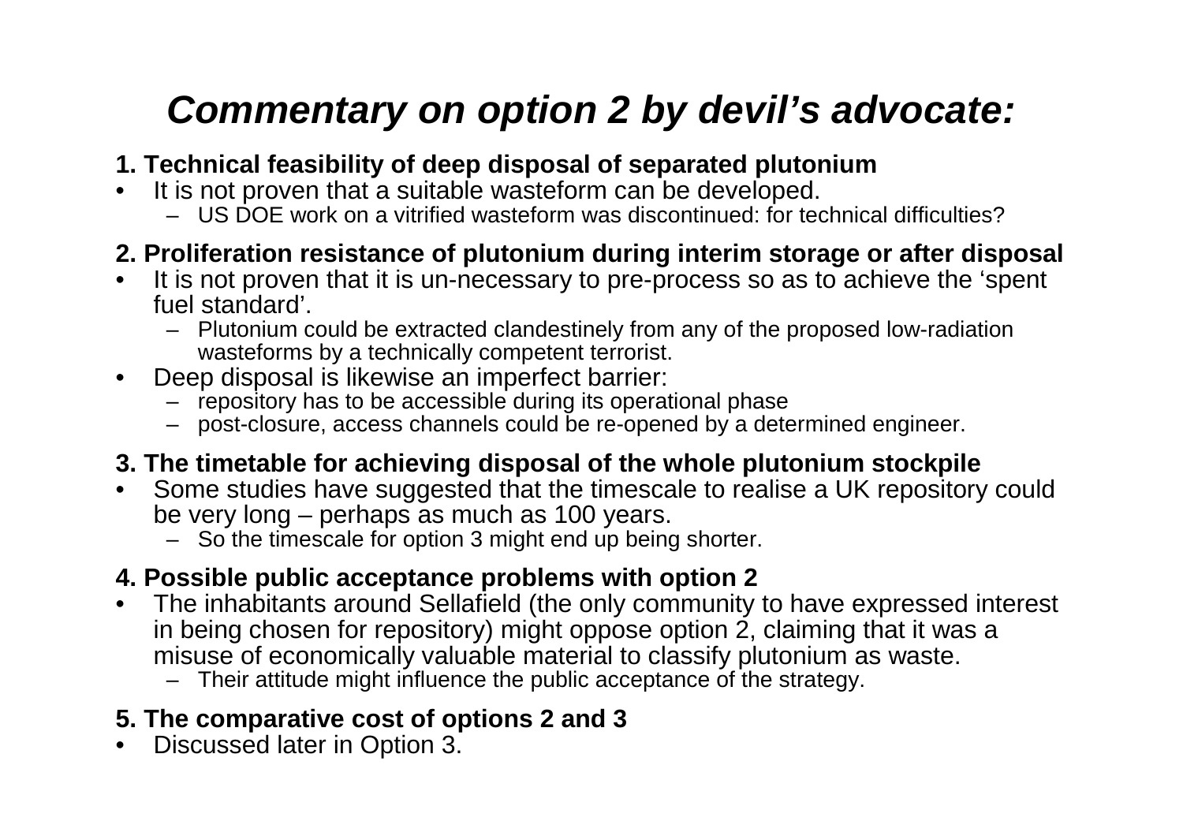# *Commentary on option 2 by devil's advocate:*

**1. Technical feasibility of deep disposal of separated plutonium**

- It is not proven that a suitable wasteform can be developed.
  - US DOE work on a vitrified wasteform was discontinued: for technical difficulties?

**2. Proliferation resistance of plutonium during interim storage or after disposal**

- It is not proven that it is un-necessary to pre-process so as to achieve the 'spent fuel standard'.
  - Plutonium could be extracted clandestinely from any of the proposed low-radiation wasteforms by a technically competent terrorist.
- Deep disposal is likewise an imperfect barrier:
  - repository has to be accessible during its operational phase
  - post-closure, access channels could be re-opened by a determined engineer.

**3. The timetable for achieving disposal of the whole plutonium stockpile**

- Some studies have suggested that the timescale to realise a UK repository could be very long – perhaps as much as 100 years.
  - So the timescale for option 3 might end up being shorter.

**4. Possible public acceptance problems with option 2**

- The inhabitants around Sellafield (the only community to have expressed interest in being chosen for repository) might oppose option 2, claiming that it was a misuse of economically valuable material to classify plutonium as waste.
  - Their attitude might influence the public acceptance of the strategy.

**5. The comparative cost of options 2 and 3**

- Discussed later in Option 3.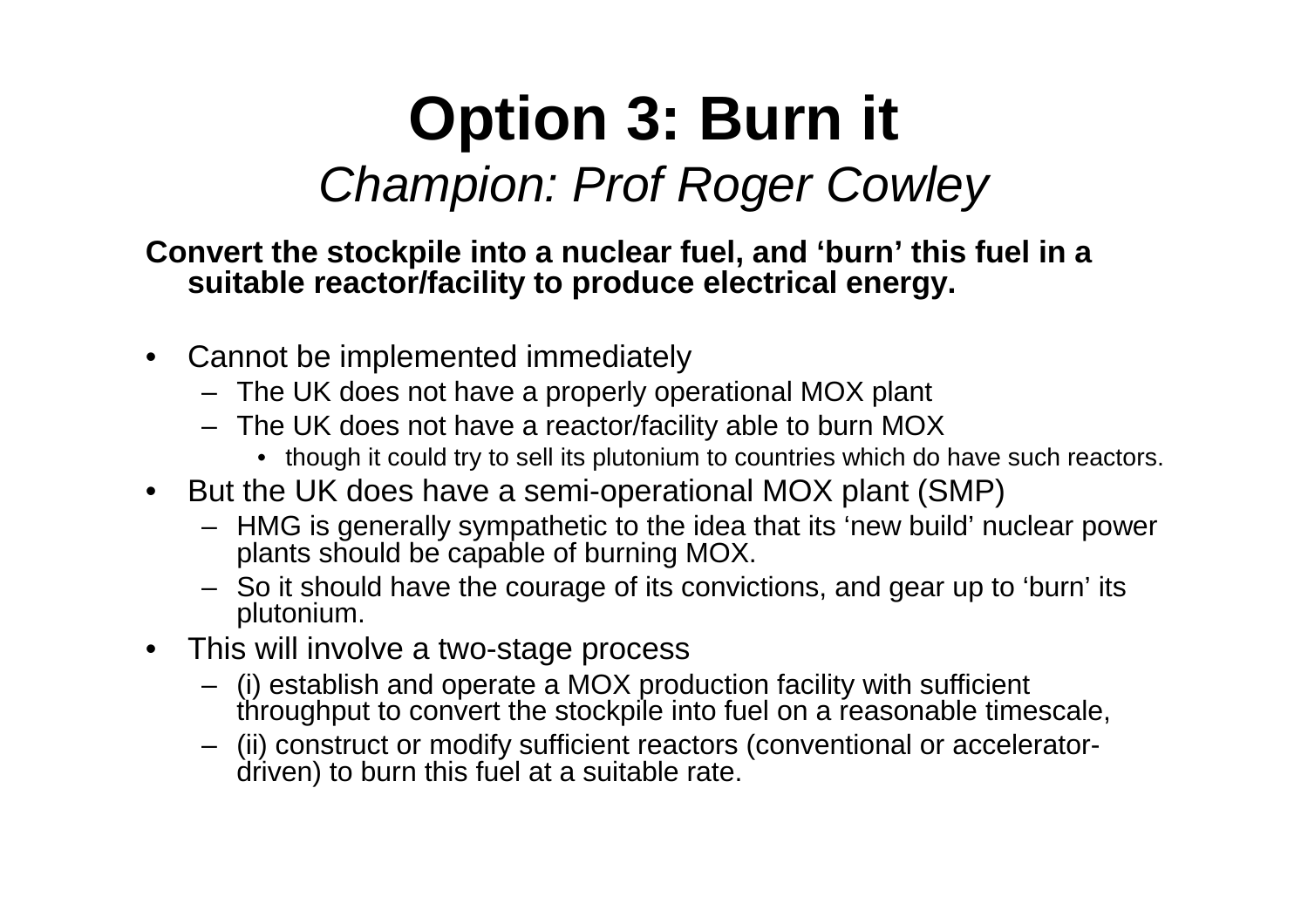# Option 3: Burn it

*Champion: Prof Roger Cowley*

**Convert the stockpile into a nuclear fuel, and ‘burn’ this fuel in a suitable reactor/facility to produce electrical energy.**

- Cannot be implemented immediately
  - The UK does not have a properly operational MOX plant
  - The UK does not have a reactor/facility able to burn MOX
    - though it could try to sell its plutonium to countries which do have such reactors.
- But the UK does have a semi-operational MOX plant (SMP)
  - HMG is generally sympathetic to the idea that its ‘new build’ nuclear power plants should be capable of burning MOX.
  - So it should have the courage of its convictions, and gear up to ‘burn’ its plutonium.
- This will involve a two-stage process
  - (i) establish and operate a MOX production facility with sufficient throughput to convert the stockpile into fuel on a reasonable timescale,
  - (ii) construct or modify sufficient reactors (conventional or accelerator-driven) to burn this fuel at a suitable rate.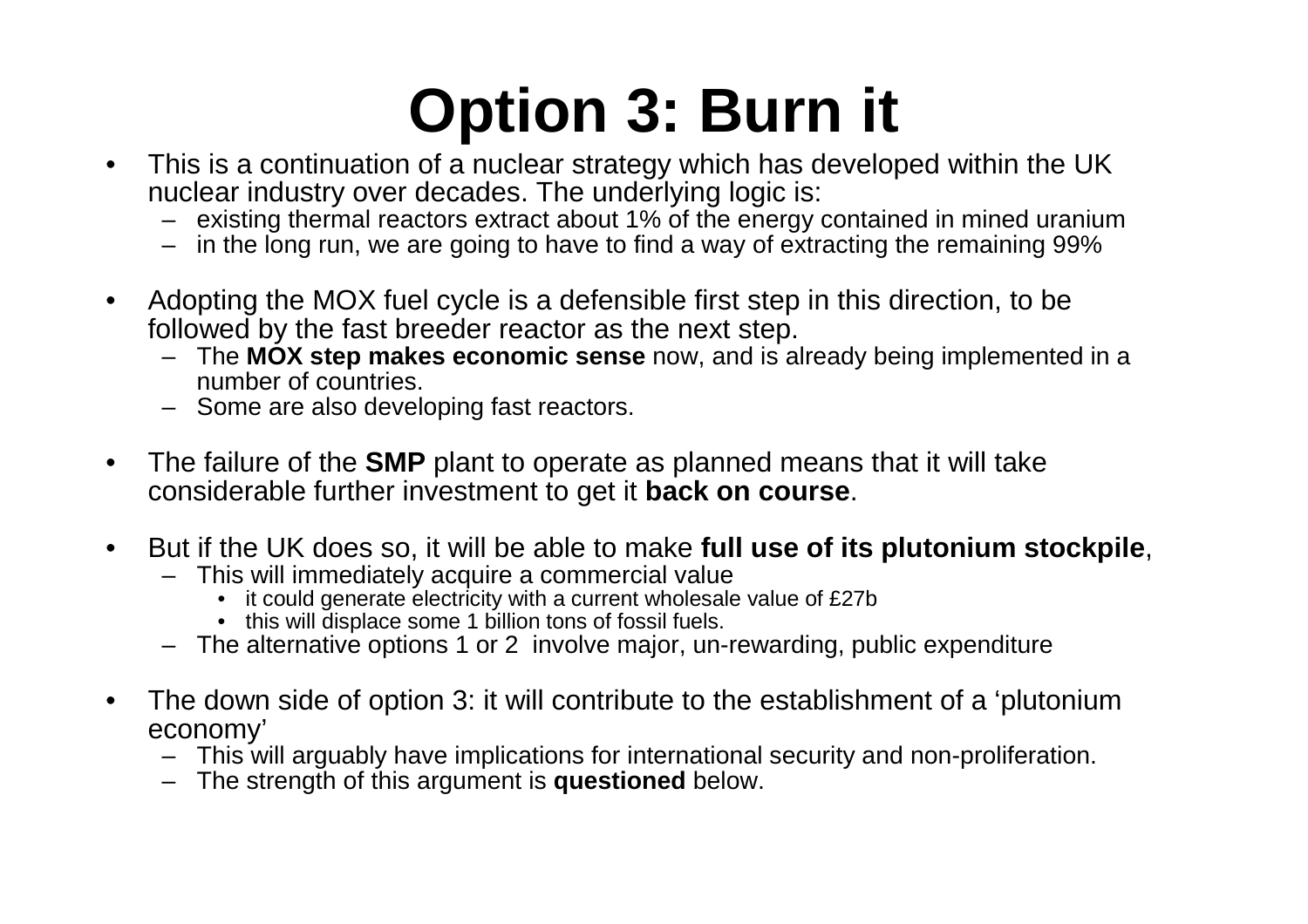# Option 3: Burn it

- This is a continuation of a nuclear strategy which has developed within the UK nuclear industry over decades. The underlying logic is:
  - existing thermal reactors extract about 1% of the energy contained in mined uranium
  - in the long run, we are going to have to find a way of extracting the remaining 99%

- Adopting the MOX fuel cycle is a defensible first step in this direction, to be followed by the fast breeder reactor as the next step.
  - The **MOX step makes economic sense** now, and is already being implemented in a number of countries.
  - Some are also developing fast reactors.

- The failure of the **SMP** plant to operate as planned means that it will take considerable further investment to get it **back on course**.

- But if the UK does so, it will be able to make **full use of its plutonium stockpile**,
  - This will immediately acquire a commercial value
    - it could generate electricity with a current wholesale value of £27b
    - this will displace some 1 billion tons of fossil fuels.
  - The alternative options 1 or 2 involve major, un-rewarding, public expenditure

- The down side of option 3: it will contribute to the establishment of a 'plutonium economy'
  - This will arguably have implications for international security and non-proliferation.
  - The strength of this argument is **questioned** below.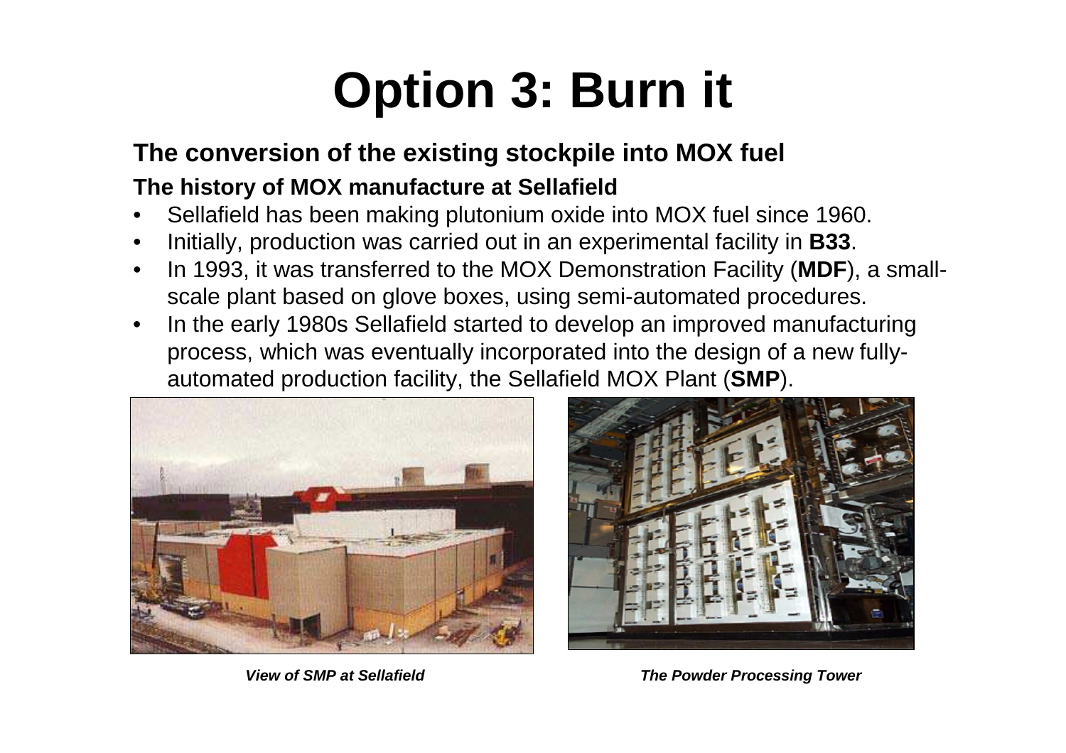# Option 3: Burn it

**The conversion of the existing stockpile into MOX fuel**

**The history of MOX manufacture at Sellafield**

- Sellafield has been making plutonium oxide into MOX fuel since 1960.
- Initially, production was carried out in an experimental facility in **B33**.
- In 1993, it was transferred to the MOX Demonstration Facility (**MDF**), a small-scale plant based on glove boxes, using semi-automated procedures.
- In the early 1980s Sellafield started to develop an improved manufacturing process, which was eventually incorporated into the design of a new fully-automated production facility, the Sellafield MOX Plant (**SMP**).

***View of SMP at Sellafield***

***The Powder Processing Tower***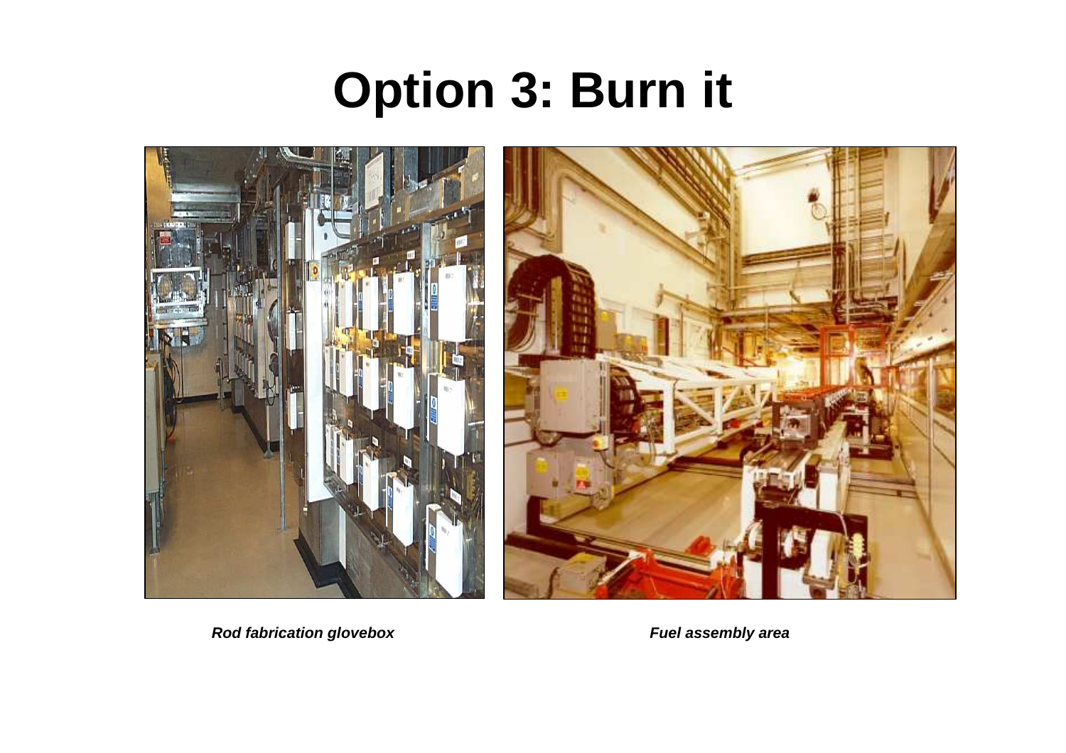# Option 3: Burn it

***Rod fabrication glovebox***

***Fuel assembly area***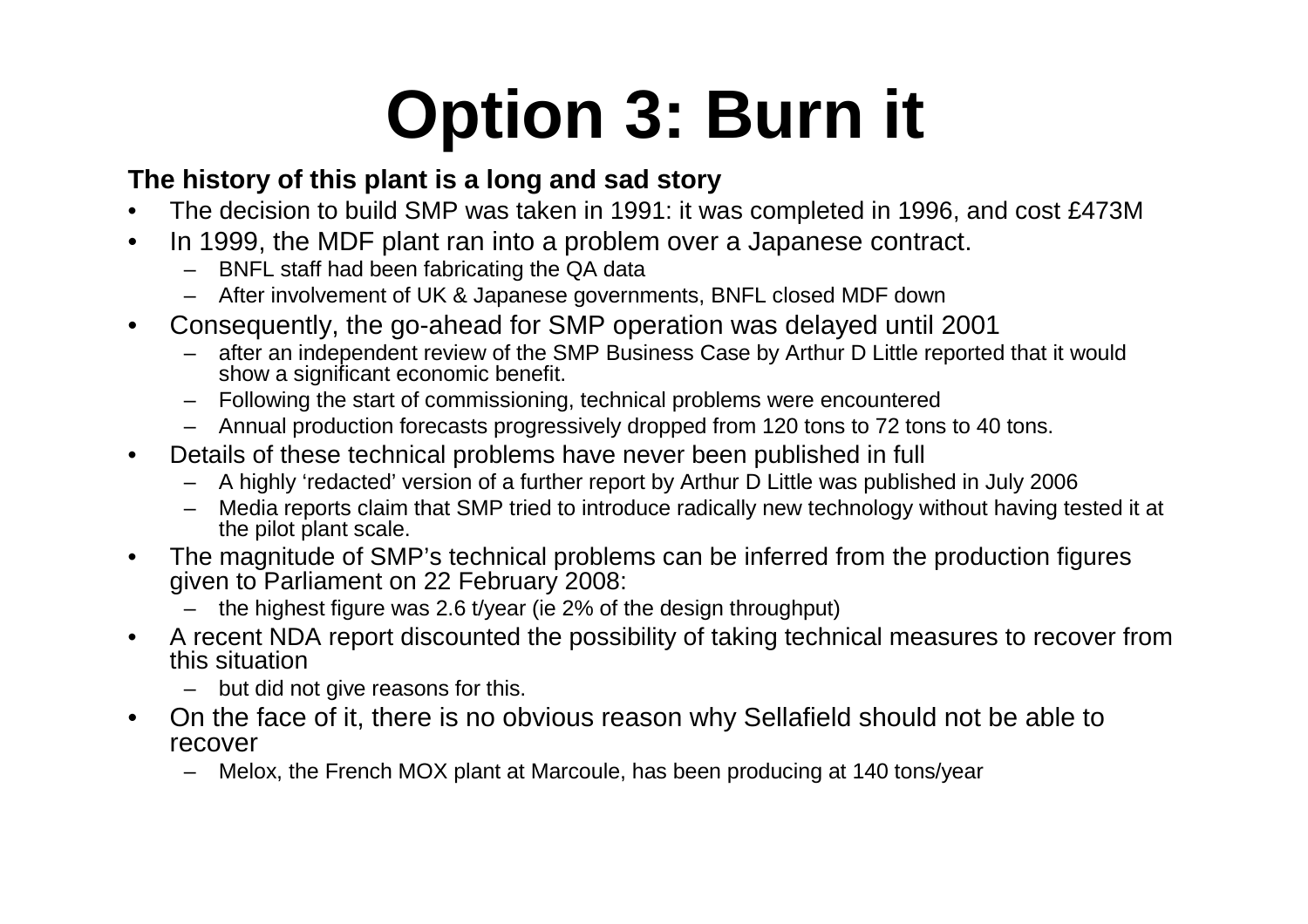# Option 3: Burn it

**The history of this plant is a long and sad story**

- The decision to build SMP was taken in 1991: it was completed in 1996, and cost £473M
- In 1999, the MDF plant ran into a problem over a Japanese contract.
  - BNFL staff had been fabricating the QA data
  - After involvement of UK & Japanese governments, BNFL closed MDF down
- Consequently, the go-ahead for SMP operation was delayed until 2001
  - after an independent review of the SMP Business Case by Arthur D Little reported that it would show a significant economic benefit.
  - Following the start of commissioning, technical problems were encountered
  - Annual production forecasts progressively dropped from 120 tons to 72 tons to 40 tons.
- Details of these technical problems have never been published in full
  - A highly 'redacted' version of a further report by Arthur D Little was published in July 2006
  - Media reports claim that SMP tried to introduce radically new technology without having tested it at the pilot plant scale.
- The magnitude of SMP's technical problems can be inferred from the production figures given to Parliament on 22 February 2008:
  - the highest figure was 2.6 t/year (ie 2% of the design throughput)
- A recent NDA report discounted the possibility of taking technical measures to recover from this situation
  - but did not give reasons for this.
- On the face of it, there is no obvious reason why Sellafield should not be able to recover
  - Melox, the French MOX plant at Marcoule, has been producing at 140 tons/year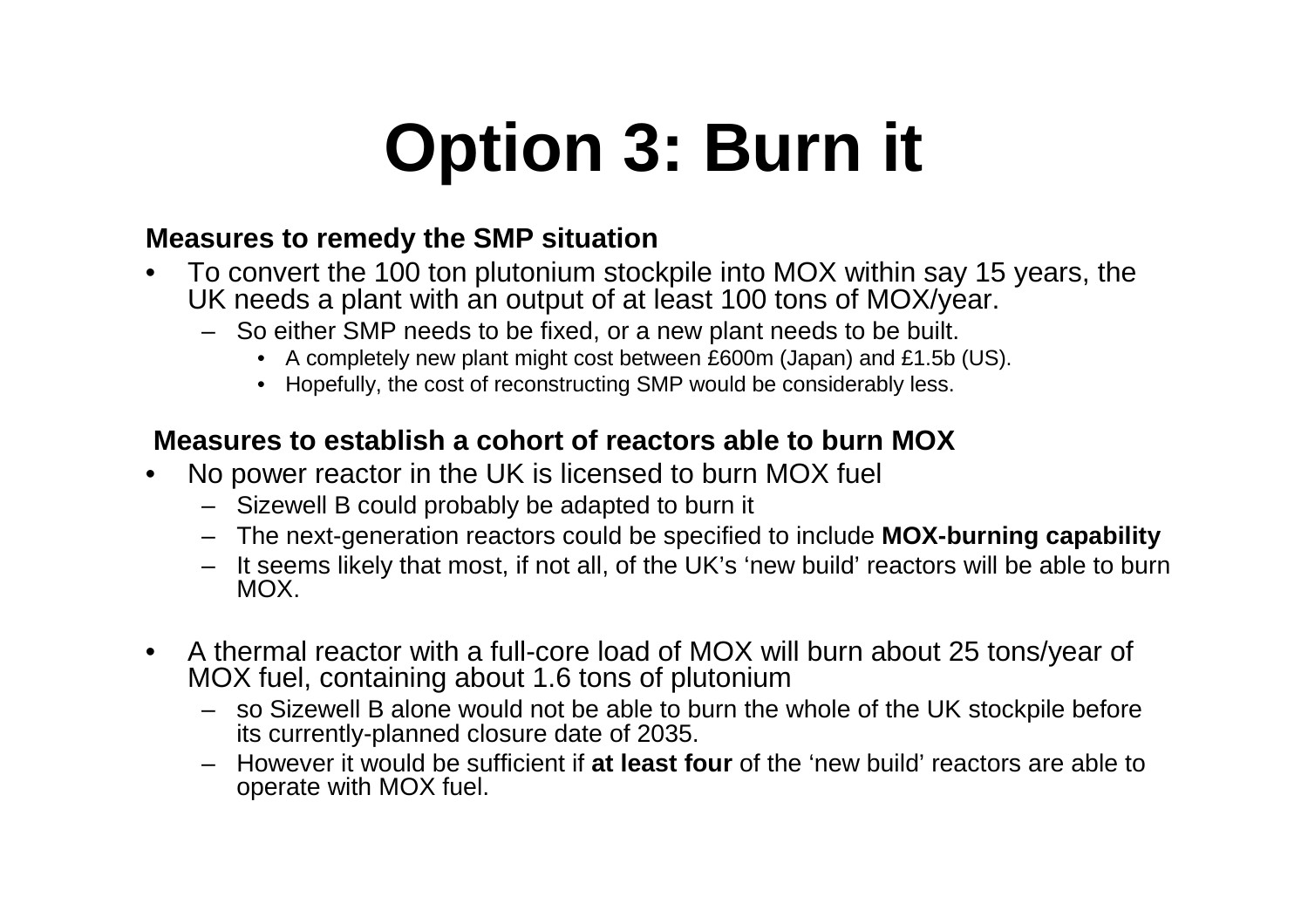# Option 3: Burn it

**Measures to remedy the SMP situation**

- To convert the 100 ton plutonium stockpile into MOX within say 15 years, the UK needs a plant with an output of at least 100 tons of MOX/year.
  - So either SMP needs to be fixed, or a new plant needs to be built.
    - A completely new plant might cost between £600m (Japan) and £1.5b (US).
    - Hopefully, the cost of reconstructing SMP would be considerably less.

**Measures to establish a cohort of reactors able to burn MOX**

- No power reactor in the UK is licensed to burn MOX fuel
  - Sizewell B could probably be adapted to burn it
  - The next-generation reactors could be specified to include **MOX-burning capability**
  - It seems likely that most, if not all, of the UK's 'new build' reactors will be able to burn MOX.

- A thermal reactor with a full-core load of MOX will burn about 25 tons/year of MOX fuel, containing about 1.6 tons of plutonium
  - so Sizewell B alone would not be able to burn the whole of the UK stockpile before its currently-planned closure date of 2035.
  - However it would be sufficient if **at least four** of the 'new build' reactors are able to operate with MOX fuel.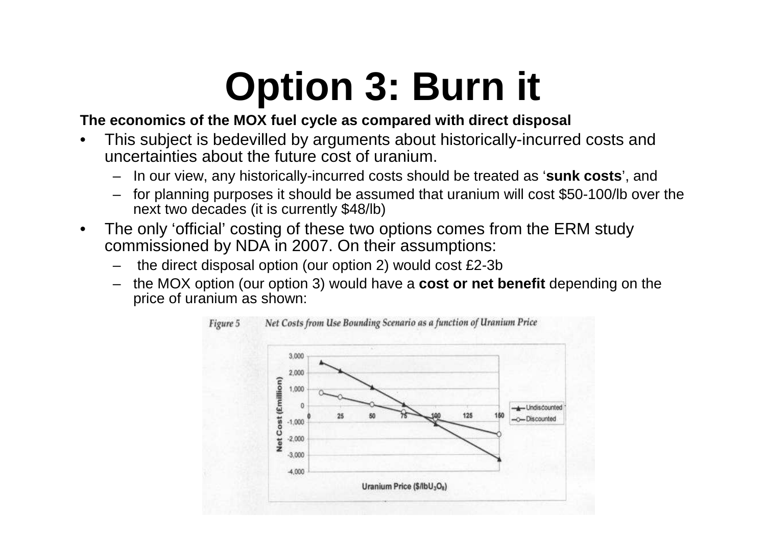# Option 3: Burn it

**The economics of the MOX fuel cycle as compared with direct disposal**

- This subject is bedevilled by arguments about historically-incurred costs and uncertainties about the future cost of uranium.
  - In our view, any historically-incurred costs should be treated as '**sunk costs**', and
  - for planning purposes it should be assumed that uranium will cost \$50-100/lb over the next two decades (it is currently \$48/lb)
- The only 'official' costing of these two options comes from the ERM study commissioned by NDA in 2007. On their assumptions:
  - the direct disposal option (our option 2) would cost £2-3b
  - the MOX option (our option 3) would have a **cost or net benefit** depending on the price of uranium as shown:

*Figure 5* *Net Costs from Use Bounding Scenario as a function of Uranium Price*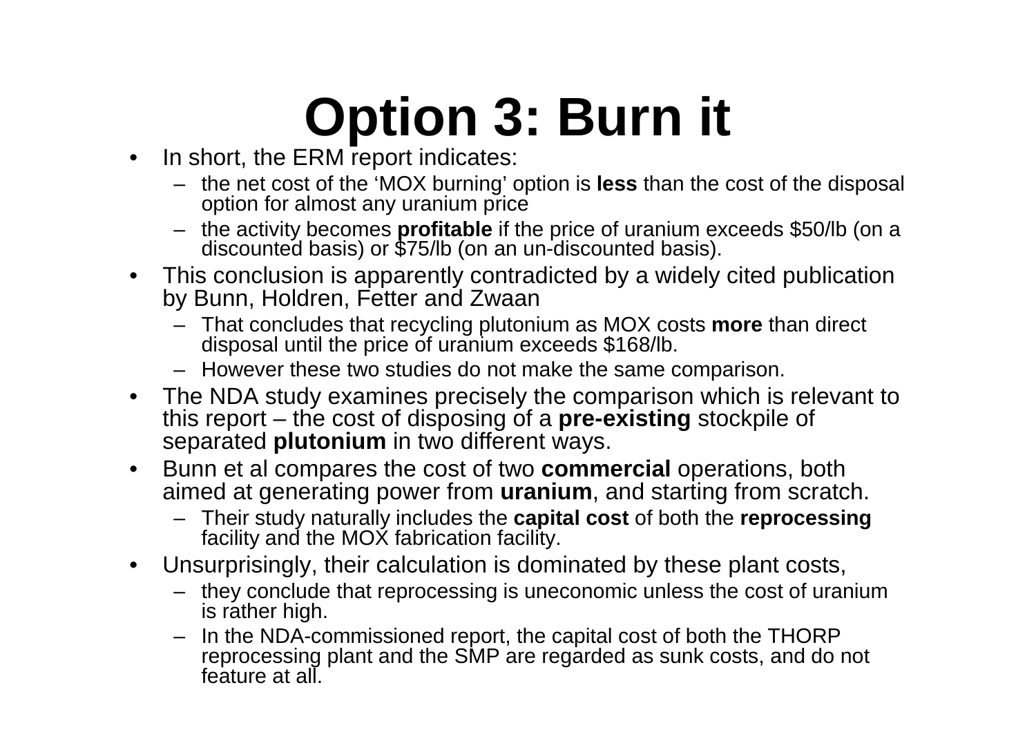# Option 3: Burn it

- In short, the ERM report indicates:
  - the net cost of the 'MOX burning' option is **less** than the cost of the disposal option for almost any uranium price
  - the activity becomes **profitable** if the price of uranium exceeds $50/lb (on a discounted basis) or $75/lb (on an un-discounted basis).
- This conclusion is apparently contradicted by a widely cited publication by Bunn, Holdren, Fetter and Zwaan
  - That concludes that recycling plutonium as MOX costs **more** than direct disposal until the price of uranium exceeds $168/lb.
  - However these two studies do not make the same comparison.
- The NDA study examines precisely the comparison which is relevant to this report – the cost of disposing of a **pre-existing** stockpile of separated **plutonium** in two different ways.
- Bunn et al compares the cost of two **commercial** operations, both aimed at generating power from **uranium**, and starting from scratch.
  - Their study naturally includes the **capital cost** of both the **reprocessing** facility and the MOX fabrication facility.
- Unsurprisingly, their calculation is dominated by these plant costs,
  - they conclude that reprocessing is uneconomic unless the cost of uranium is rather high.
  - In the NDA-commissioned report, the capital cost of both the THORP reprocessing plant and the SMP are regarded as sunk costs, and do not feature at all.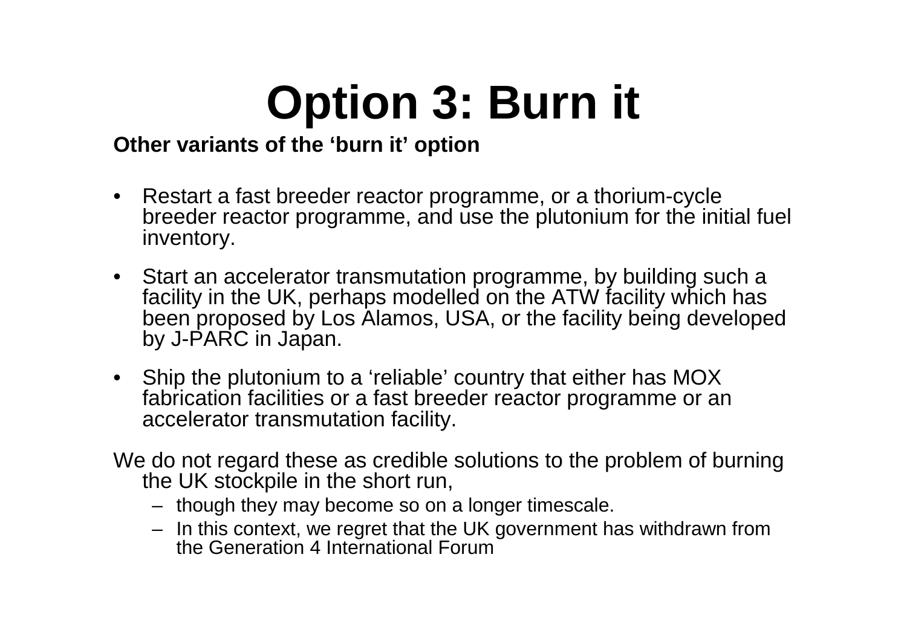# Option 3: Burn it

**Other variants of the 'burn it' option**

- Restart a fast breeder reactor programme, or a thorium-cycle breeder reactor programme, and use the plutonium for the initial fuel inventory.
- Start an accelerator transmutation programme, by building such a facility in the UK, perhaps modelled on the ATW facility which has been proposed by Los Alamos, USA, or the facility being developed by J-PARC in Japan.
- Ship the plutonium to a 'reliable' country that either has MOX fabrication facilities or a fast breeder reactor programme or an accelerator transmutation facility.

We do not regard these as credible solutions to the problem of burning the UK stockpile in the short run,

- though they may become so on a longer timescale.
- In this context, we regret that the UK government has withdrawn from the Generation 4 International Forum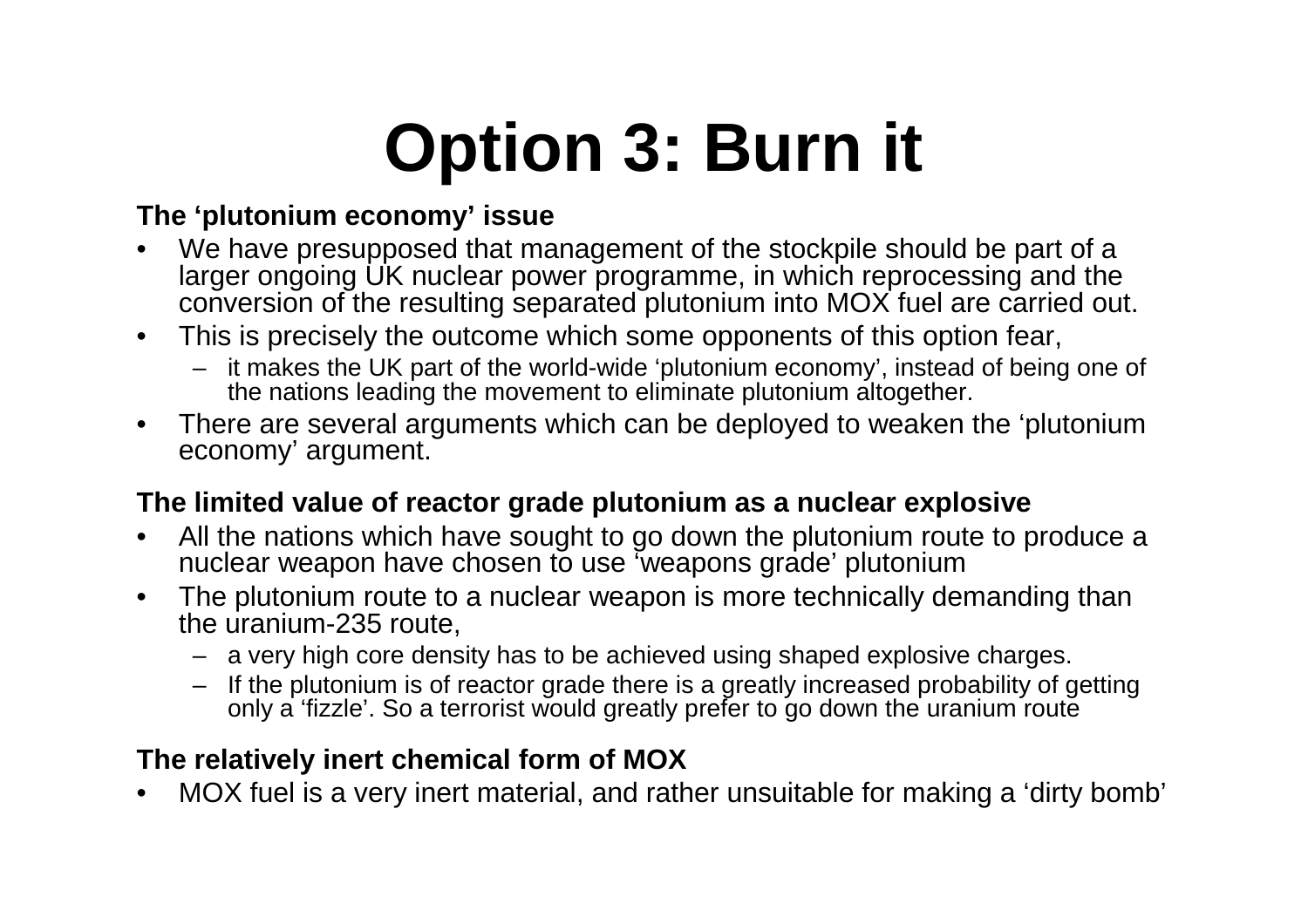# Option 3: Burn it

**The ‘plutonium economy’ issue**

- We have presupposed that management of the stockpile should be part of a larger ongoing UK nuclear power programme, in which reprocessing and the conversion of the resulting separated plutonium into MOX fuel are carried out.
- This is precisely the outcome which some opponents of this option fear,
  - it makes the UK part of the world-wide ‘plutonium economy’, instead of being one of the nations leading the movement to eliminate plutonium altogether.
- There are several arguments which can be deployed to weaken the ‘plutonium economy’ argument.

**The limited value of reactor grade plutonium as a nuclear explosive**

- All the nations which have sought to go down the plutonium route to produce a nuclear weapon have chosen to use ‘weapons grade’ plutonium
- The plutonium route to a nuclear weapon is more technically demanding than the uranium-235 route,
  - a very high core density has to be achieved using shaped explosive charges.
  - If the plutonium is of reactor grade there is a greatly increased probability of getting only a ‘fizzle’. So a terrorist would greatly prefer to go down the uranium route

**The relatively inert chemical form of MOX**

- MOX fuel is a very inert material, and rather unsuitable for making a ‘dirty bomb’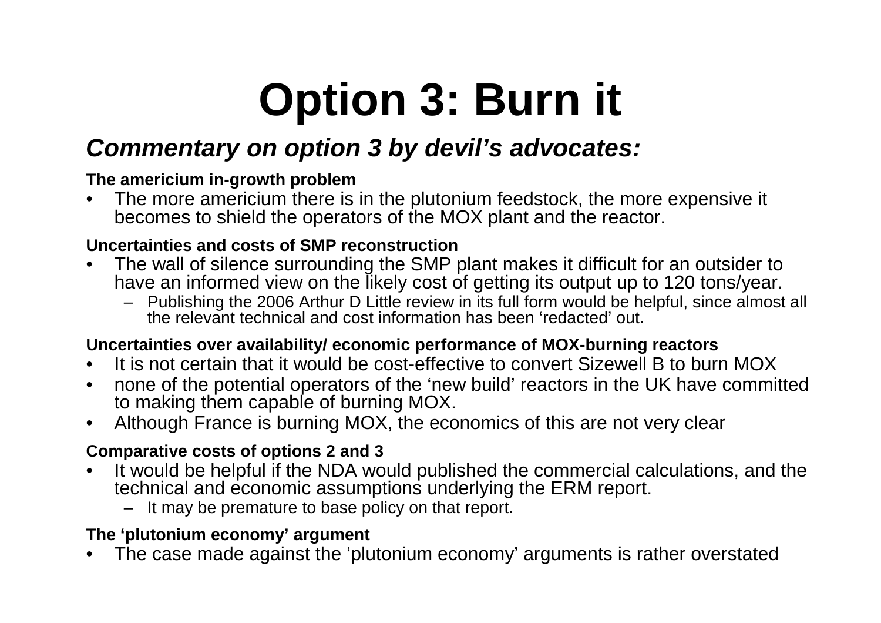# Option 3: Burn it

## *Commentary on option 3 by devil's advocates:*

**The americium in-growth problem**

- The more americium there is in the plutonium feedstock, the more expensive it becomes to shield the operators of the MOX plant and the reactor.

**Uncertainties and costs of SMP reconstruction**

- The wall of silence surrounding the SMP plant makes it difficult for an outsider to have an informed view on the likely cost of getting its output up to 120 tons/year.
  - Publishing the 2006 Arthur D Little review in its full form would be helpful, since almost all the relevant technical and cost information has been 'redacted' out.

**Uncertainties over availability/ economic performance of MOX-burning reactors**

- It is not certain that it would be cost-effective to convert Sizewell B to burn MOX
- none of the potential operators of the 'new build' reactors in the UK have committed to making them capable of burning MOX.
- Although France is burning MOX, the economics of this are not very clear

**Comparative costs of options 2 and 3**

- It would be helpful if the NDA would published the commercial calculations, and the technical and economic assumptions underlying the ERM report.
  - It may be premature to base policy on that report.

**The 'plutonium economy' argument**

- The case made against the 'plutonium economy' arguments is rather overstated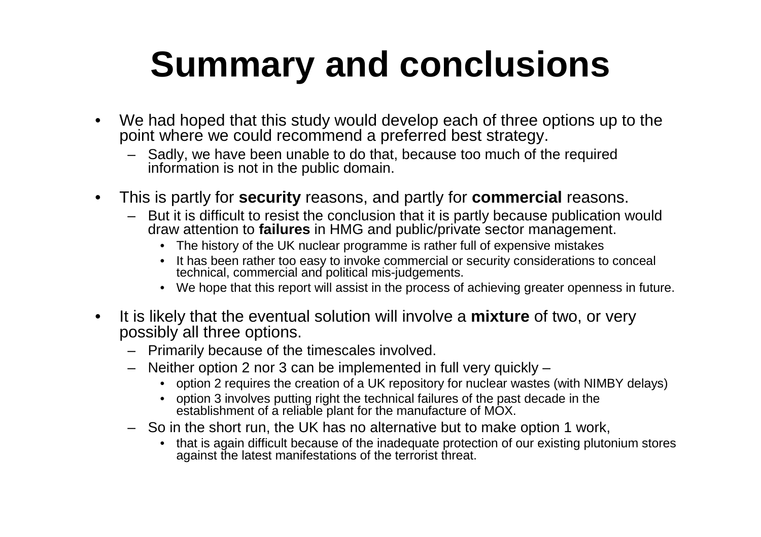# Summary and conclusions

- We had hoped that this study would develop each of three options up to the point where we could recommend a preferred best strategy.
  - Sadly, we have been unable to do that, because too much of the required information is not in the public domain.
- This is partly for **security** reasons, and partly for **commercial** reasons.
  - But it is difficult to resist the conclusion that it is partly because publication would draw attention to **failures** in HMG and public/private sector management.
    - The history of the UK nuclear programme is rather full of expensive mistakes
    - It has been rather too easy to invoke commercial or security considerations to conceal technical, commercial and political mis-judgements.
    - We hope that this report will assist in the process of achieving greater openness in future.
- It is likely that the eventual solution will involve a **mixture** of two, or very possibly all three options.
  - Primarily because of the timescales involved.
  - Neither option 2 nor 3 can be implemented in full very quickly –
    - option 2 requires the creation of a UK repository for nuclear wastes (with NIMBY delays)
    - option 3 involves putting right the technical failures of the past decade in the establishment of a reliable plant for the manufacture of MOX.
  - So in the short run, the UK has no alternative but to make option 1 work,
    - that is again difficult because of the inadequate protection of our existing plutonium stores against the latest manifestations of the terrorist threat.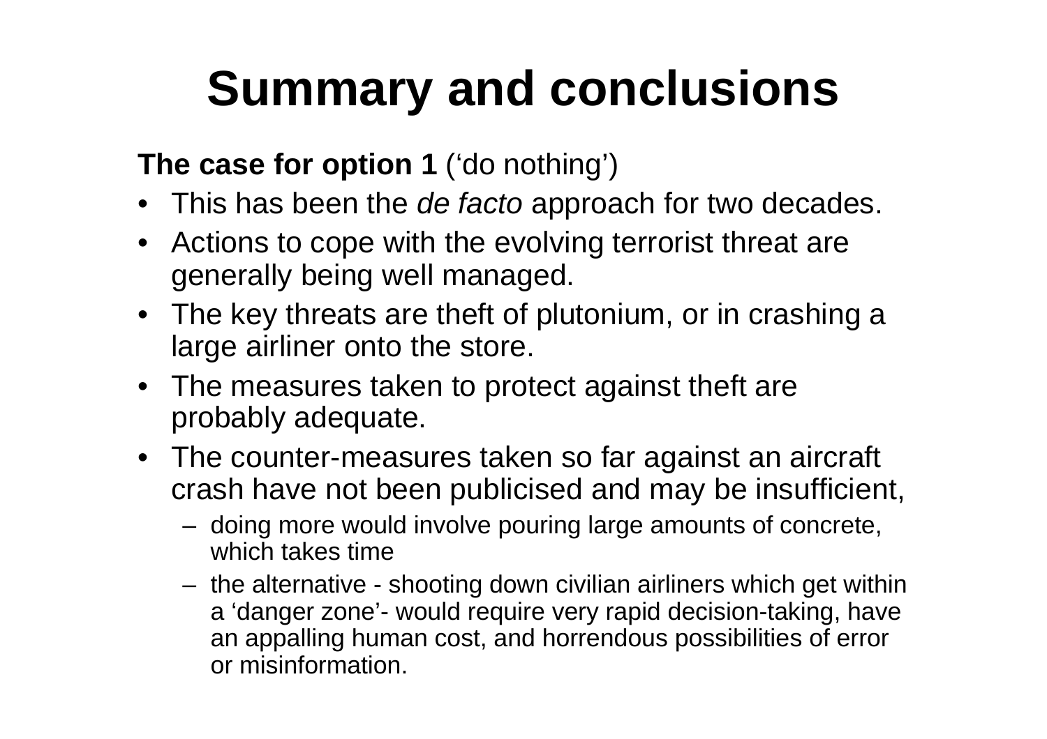# Summary and conclusions

**The case for option 1** (‘do nothing’)

- This has been the *de facto* approach for two decades.
- Actions to cope with the evolving terrorist threat are generally being well managed.
- The key threats are theft of plutonium, or in crashing a large airliner onto the store.
- The measures taken to protect against theft are probably adequate.
- The counter-measures taken so far against an aircraft crash have not been publicised and may be insufficient,
  - doing more would involve pouring large amounts of concrete, which takes time
  - the alternative - shooting down civilian airliners which get within a ‘danger zone’- would require very rapid decision-taking, have an appalling human cost, and horrendous possibilities of error or misinformation.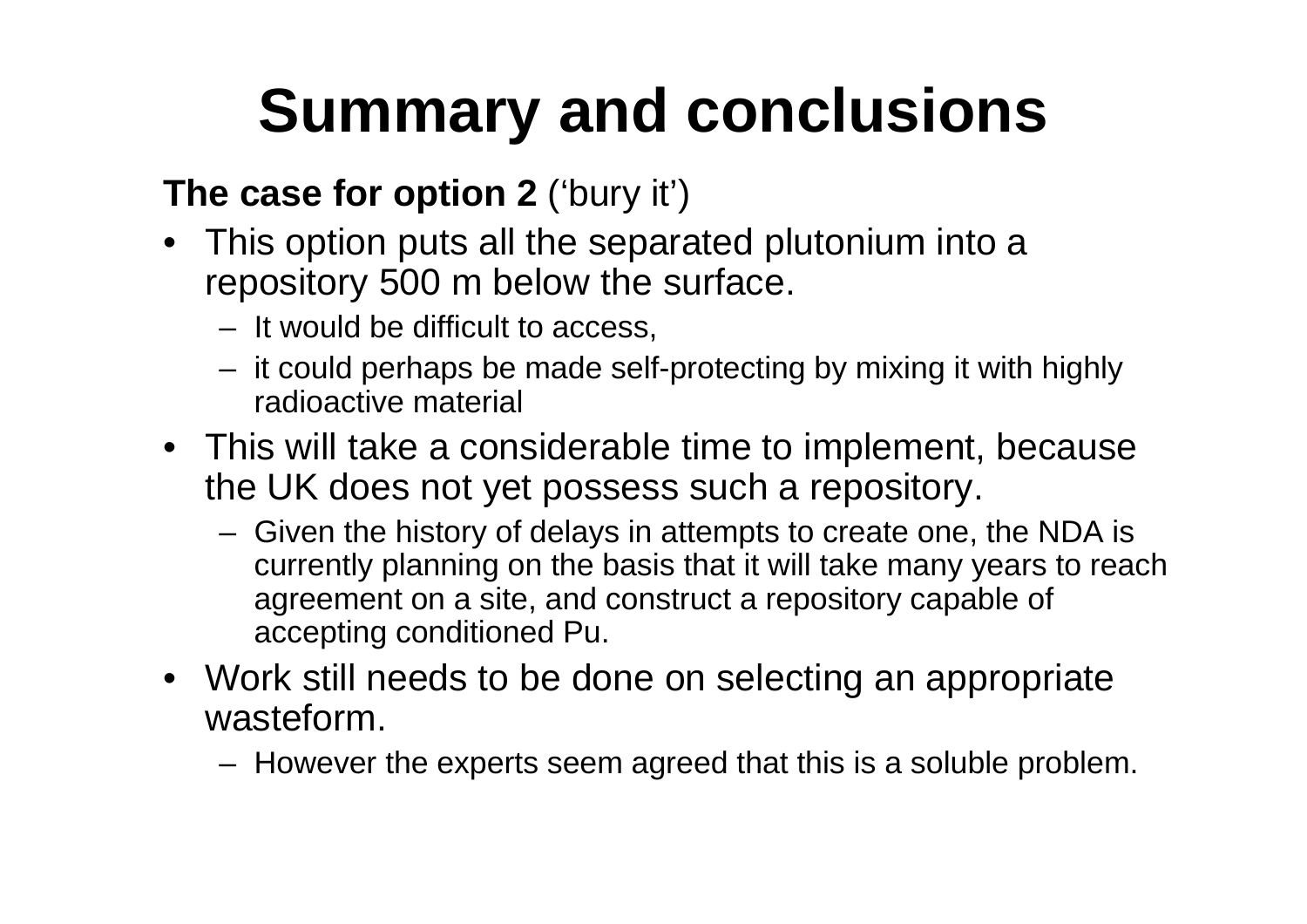# Summary and conclusions

**The case for option 2** (‘bury it’)

- This option puts all the separated plutonium into a repository 500 m below the surface.
  - It would be difficult to access,
  - it could perhaps be made self-protecting by mixing it with highly radioactive material
- This will take a considerable time to implement, because the UK does not yet possess such a repository.
  - Given the history of delays in attempts to create one, the NDA is currently planning on the basis that it will take many years to reach agreement on a site, and construct a repository capable of accepting conditioned Pu.
- Work still needs to be done on selecting an appropriate wasteform.
  - However the experts seem agreed that this is a soluble problem.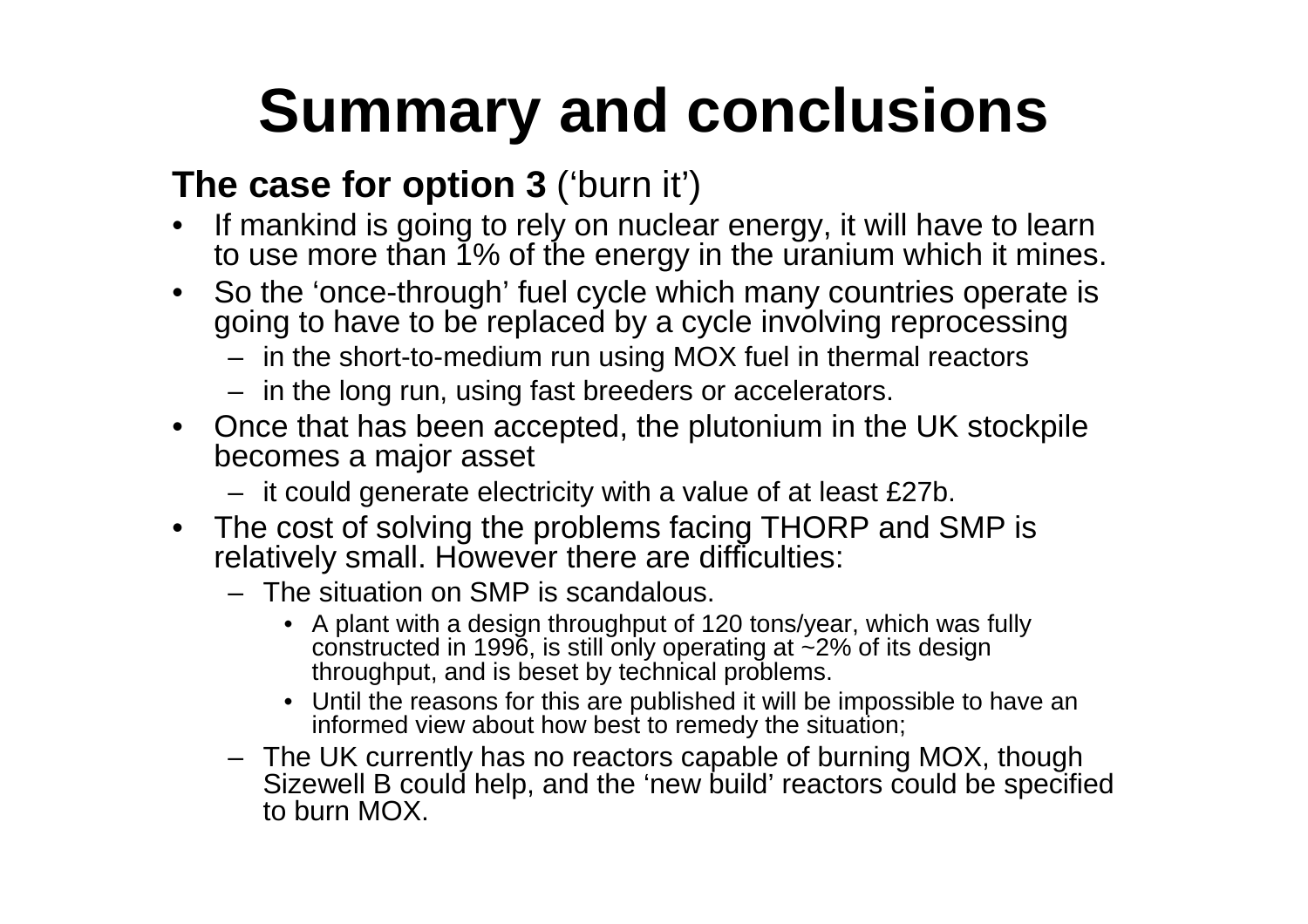# Summary and conclusions

**The case for option 3** ('burn it')

- If mankind is going to rely on nuclear energy, it will have to learn to use more than 1% of the energy in the uranium which it mines.
- So the 'once-through' fuel cycle which many countries operate is going to have to be replaced by a cycle involving reprocessing
  - in the short-to-medium run using MOX fuel in thermal reactors
  - in the long run, using fast breeders or accelerators.
- Once that has been accepted, the plutonium in the UK stockpile becomes a major asset
  - it could generate electricity with a value of at least £27b.
- The cost of solving the problems facing THORP and SMP is relatively small. However there are difficulties:
  - The situation on SMP is scandalous.
    - A plant with a design throughput of 120 tons/year, which was fully constructed in 1996, is still only operating at ~2% of its design throughput, and is beset by technical problems.
    - Until the reasons for this are published it will be impossible to have an informed view about how best to remedy the situation;
  - The UK currently has no reactors capable of burning MOX, though Sizewell B could help, and the 'new build' reactors could be specified to burn MOX.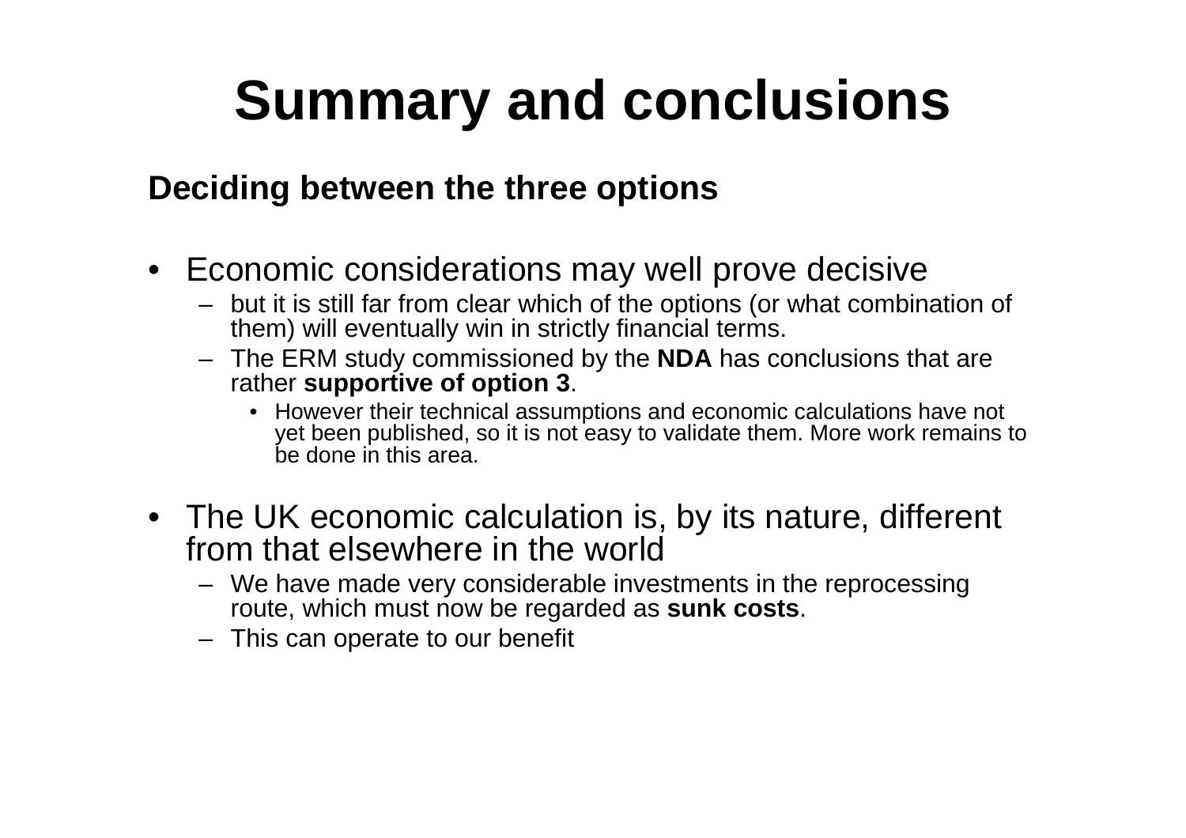# Summary and conclusions

**Deciding between the three options**

- Economic considerations may well prove decisive
  - but it is still far from clear which of the options (or what combination of them) will eventually win in strictly financial terms.
  - The ERM study commissioned by the **NDA** has conclusions that are rather **supportive of option 3**.
    - However their technical assumptions and economic calculations have not yet been published, so it is not easy to validate them. More work remains to be done in this area.
- The UK economic calculation is, by its nature, different from that elsewhere in the world
  - We have made very considerable investments in the reprocessing route, which must now be regarded as **sunk costs**.
  - This can operate to our benefit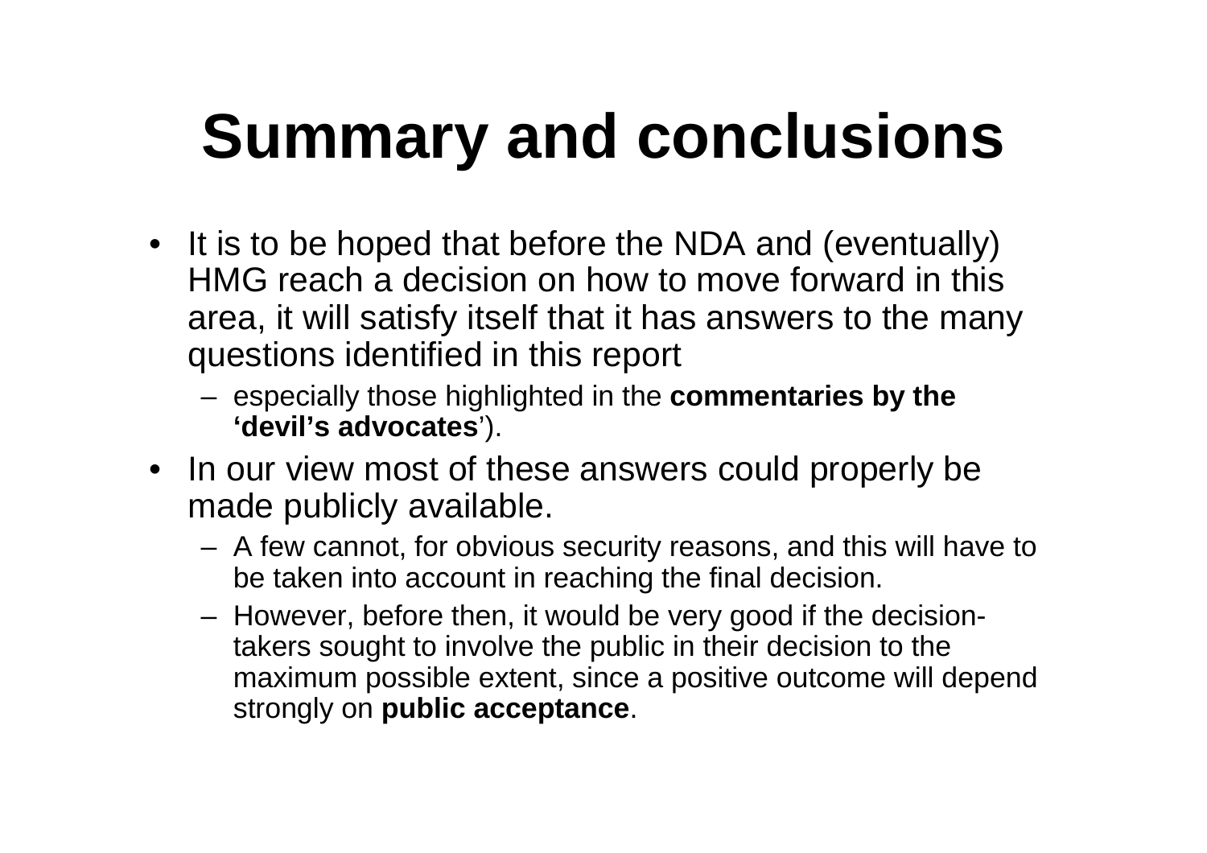# Summary and conclusions

- It is to be hoped that before the NDA and (eventually) HMG reach a decision on how to move forward in this area, it will satisfy itself that it has answers to the many questions identified in this report
  - especially those highlighted in the **commentaries by the 'devil's advocates**').
- In our view most of these answers could properly be made publicly available.
  - A few cannot, for obvious security reasons, and this will have to be taken into account in reaching the final decision.
  - However, before then, it would be very good if the decision-takers sought to involve the public in their decision to the maximum possible extent, since a positive outcome will depend strongly on **public acceptance**.